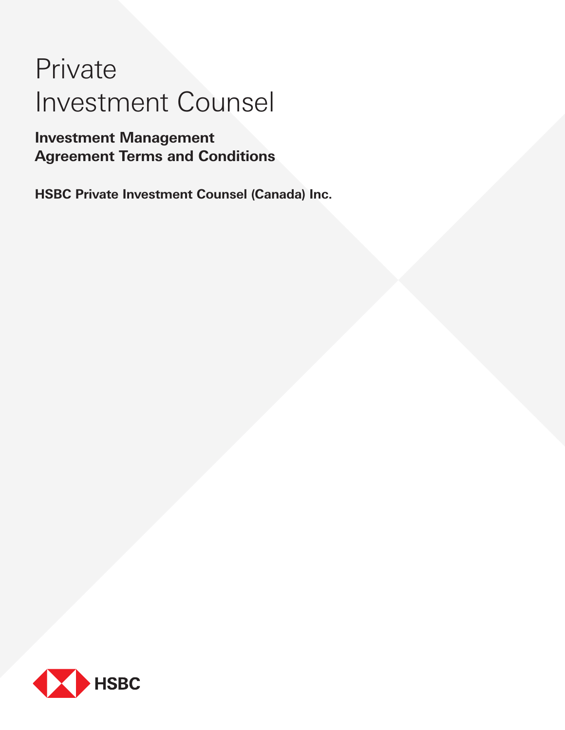# Private Investment Counsel

**Investment Management Agreement Terms and Conditions**

**HSBC Private Investment Counsel (Canada) Inc.**

HSBC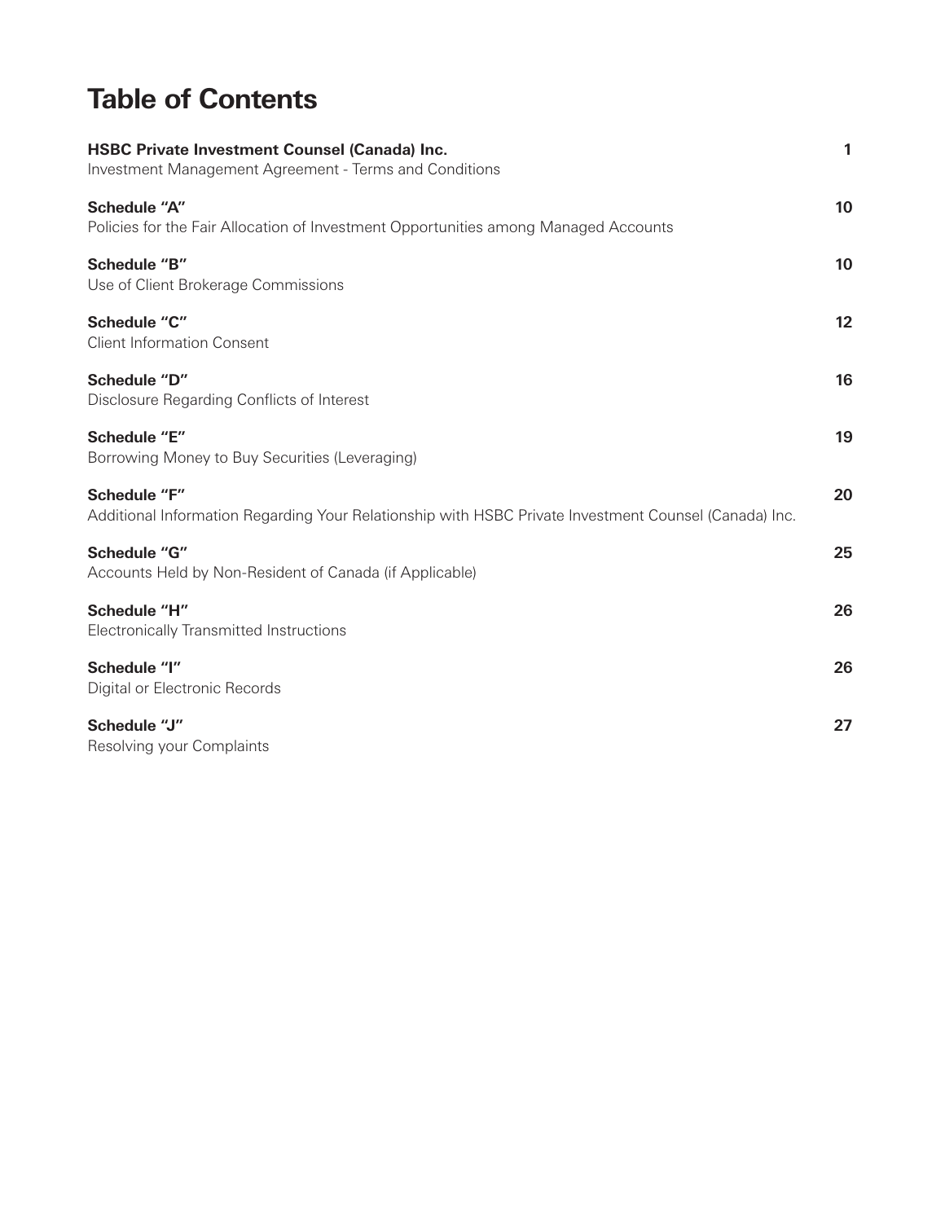# Table of Contents

| | |
|---|---|
| **HSBC Private Investment Counsel (Canada) Inc.**<br>Investment Management Agreement - Terms and Conditions | **1** |
| **Schedule "A"**<br>Policies for the Fair Allocation of Investment Opportunities among Managed Accounts | **10** |
| **Schedule "B"**<br>Use of Client Brokerage Commissions | **10** |
| **Schedule "C"**<br>Client Information Consent | **12** |
| **Schedule "D"**<br>Disclosure Regarding Conflicts of Interest | **16** |
| **Schedule "E"**<br>Borrowing Money to Buy Securities (Leveraging) | **19** |
| **Schedule "F"**<br>Additional Information Regarding Your Relationship with HSBC Private Investment Counsel (Canada) Inc. | **20** |
| **Schedule "G"**<br>Accounts Held by Non-Resident of Canada (if Applicable) | **25** |
| **Schedule "H"**<br>Electronically Transmitted Instructions | **26** |
| **Schedule "I"**<br>Digital or Electronic Records | **26** |
| **Schedule "J"**<br>Resolving your Complaints | **27** |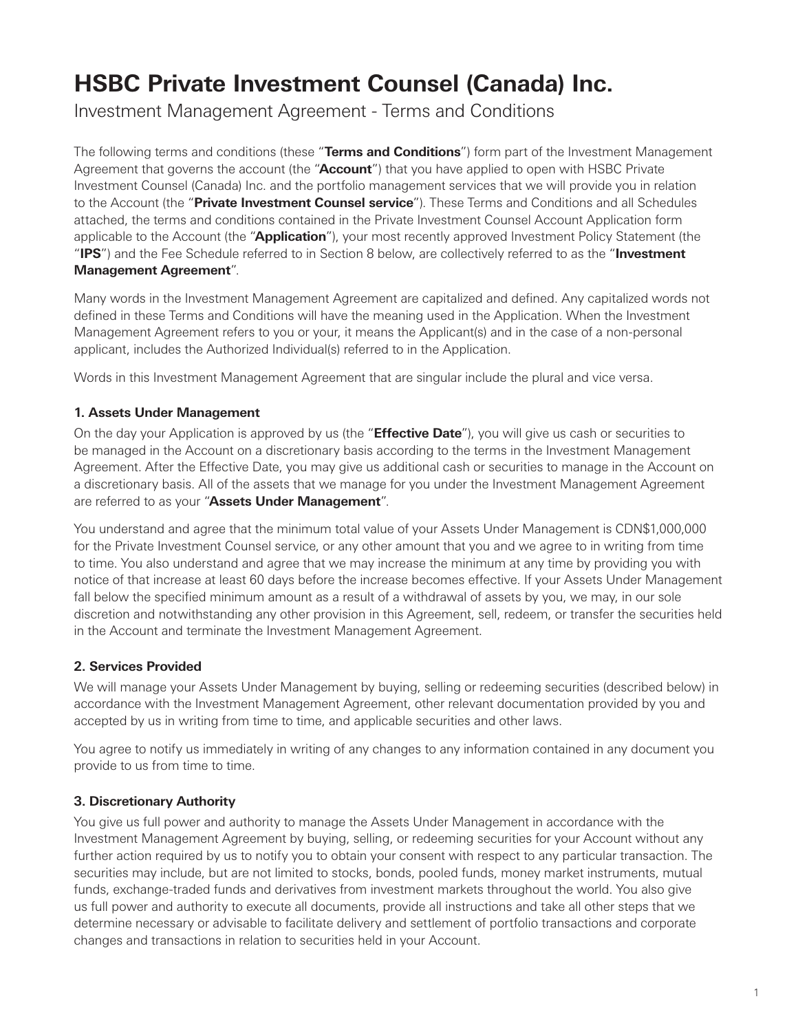# HSBC Private Investment Counsel (Canada) Inc.

Investment Management Agreement - Terms and Conditions

The following terms and conditions (these "**Terms and Conditions**") form part of the Investment Management Agreement that governs the account (the "**Account**") that you have applied to open with HSBC Private Investment Counsel (Canada) Inc. and the portfolio management services that we will provide you in relation to the Account (the "**Private Investment Counsel service**"). These Terms and Conditions and all Schedules attached, the terms and conditions contained in the Private Investment Counsel Account Application form applicable to the Account (the "**Application**"), your most recently approved Investment Policy Statement (the "**IPS**") and the Fee Schedule referred to in Section 8 below, are collectively referred to as the "**Investment Management Agreement**".

Many words in the Investment Management Agreement are capitalized and defined. Any capitalized words not defined in these Terms and Conditions will have the meaning used in the Application. When the Investment Management Agreement refers to you or your, it means the Applicant(s) and in the case of a non-personal applicant, includes the Authorized Individual(s) referred to in the Application.

Words in this Investment Management Agreement that are singular include the plural and vice versa.

### 1. Assets Under Management

On the day your Application is approved by us (the "**Effective Date**"), you will give us cash or securities to be managed in the Account on a discretionary basis according to the terms in the Investment Management Agreement. After the Effective Date, you may give us additional cash or securities to manage in the Account on a discretionary basis. All of the assets that we manage for you under the Investment Management Agreement are referred to as your "**Assets Under Management**".

You understand and agree that the minimum total value of your Assets Under Management is CDN$1,000,000 for the Private Investment Counsel service, or any other amount that you and we agree to in writing from time to time. You also understand and agree that we may increase the minimum at any time by providing you with notice of that increase at least 60 days before the increase becomes effective. If your Assets Under Management fall below the specified minimum amount as a result of a withdrawal of assets by you, we may, in our sole discretion and notwithstanding any other provision in this Agreement, sell, redeem, or transfer the securities held in the Account and terminate the Investment Management Agreement.

### 2. Services Provided

We will manage your Assets Under Management by buying, selling or redeeming securities (described below) in accordance with the Investment Management Agreement, other relevant documentation provided by you and accepted by us in writing from time to time, and applicable securities and other laws.

You agree to notify us immediately in writing of any changes to any information contained in any document you provide to us from time to time.

### 3. Discretionary Authority

You give us full power and authority to manage the Assets Under Management in accordance with the Investment Management Agreement by buying, selling, or redeeming securities for your Account without any further action required by us to notify you to obtain your consent with respect to any particular transaction. The securities may include, but are not limited to stocks, bonds, pooled funds, money market instruments, mutual funds, exchange-traded funds and derivatives from investment markets throughout the world. You also give us full power and authority to execute all documents, provide all instructions and take all other steps that we determine necessary or advisable to facilitate delivery and settlement of portfolio transactions and corporate changes and transactions in relation to securities held in your Account.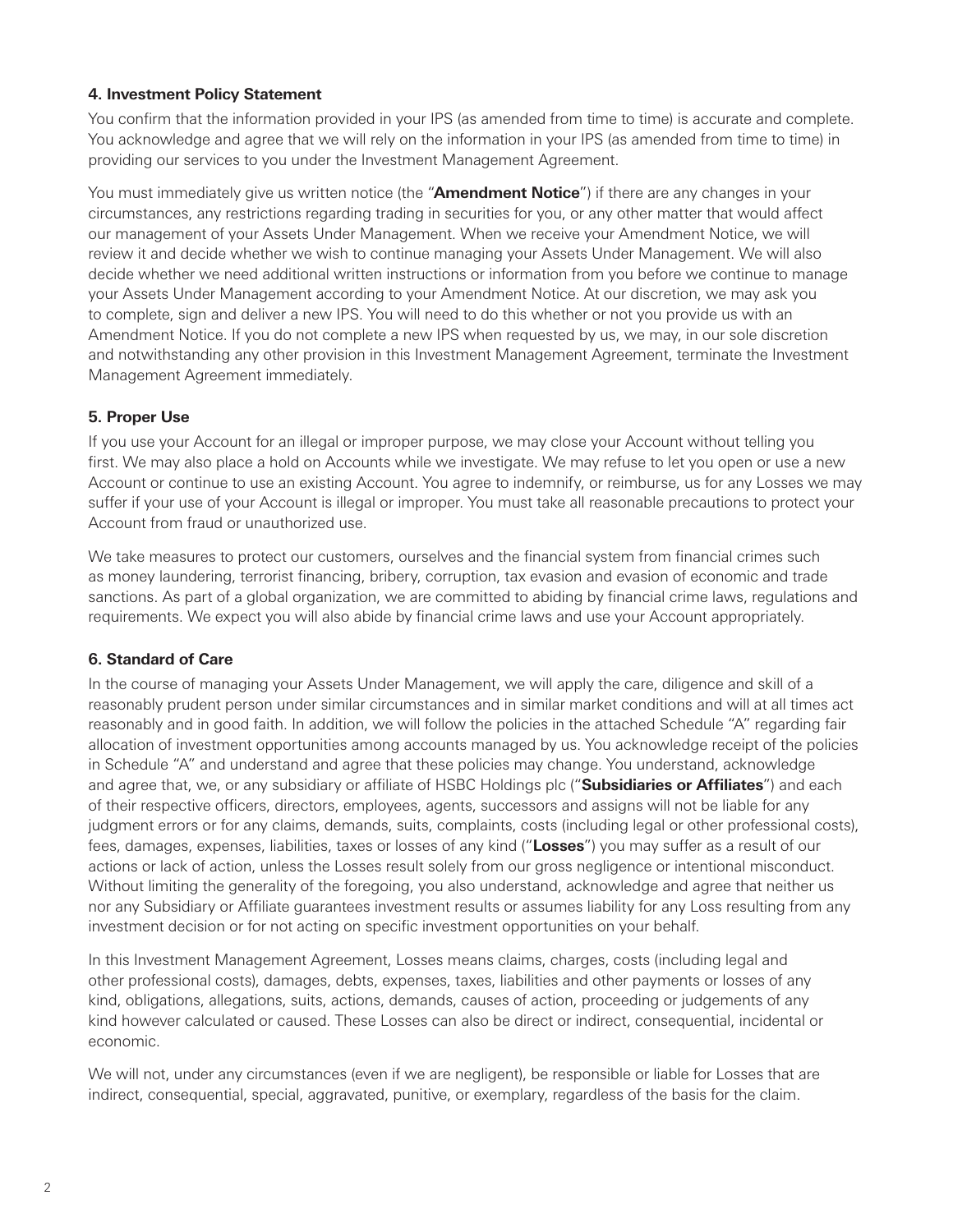### 4. Investment Policy Statement

You confirm that the information provided in your IPS (as amended from time to time) is accurate and complete. You acknowledge and agree that we will rely on the information in your IPS (as amended from time to time) in providing our services to you under the Investment Management Agreement.

You must immediately give us written notice (the "**Amendment Notice**") if there are any changes in your circumstances, any restrictions regarding trading in securities for you, or any other matter that would affect our management of your Assets Under Management. When we receive your Amendment Notice, we will review it and decide whether we wish to continue managing your Assets Under Management. We will also decide whether we need additional written instructions or information from you before we continue to manage your Assets Under Management according to your Amendment Notice. At our discretion, we may ask you to complete, sign and deliver a new IPS. You will need to do this whether or not you provide us with an Amendment Notice. If you do not complete a new IPS when requested by us, we may, in our sole discretion and notwithstanding any other provision in this Investment Management Agreement, terminate the Investment Management Agreement immediately.

### 5. Proper Use

If you use your Account for an illegal or improper purpose, we may close your Account without telling you first. We may also place a hold on Accounts while we investigate. We may refuse to let you open or use a new Account or continue to use an existing Account. You agree to indemnify, or reimburse, us for any Losses we may suffer if your use of your Account is illegal or improper. You must take all reasonable precautions to protect your Account from fraud or unauthorized use.

We take measures to protect our customers, ourselves and the financial system from financial crimes such as money laundering, terrorist financing, bribery, corruption, tax evasion and evasion of economic and trade sanctions. As part of a global organization, we are committed to abiding by financial crime laws, regulations and requirements. We expect you will also abide by financial crime laws and use your Account appropriately.

### 6. Standard of Care

In the course of managing your Assets Under Management, we will apply the care, diligence and skill of a reasonably prudent person under similar circumstances and in similar market conditions and will at all times act reasonably and in good faith. In addition, we will follow the policies in the attached Schedule "A" regarding fair allocation of investment opportunities among accounts managed by us. You acknowledge receipt of the policies in Schedule "A" and understand and agree that these policies may change. You understand, acknowledge and agree that, we, or any subsidiary or affiliate of HSBC Holdings plc ("**Subsidiaries or Affiliates**") and each of their respective officers, directors, employees, agents, successors and assigns will not be liable for any judgment errors or for any claims, demands, suits, complaints, costs (including legal or other professional costs), fees, damages, expenses, liabilities, taxes or losses of any kind ("**Losses**") you may suffer as a result of our actions or lack of action, unless the Losses result solely from our gross negligence or intentional misconduct. Without limiting the generality of the foregoing, you also understand, acknowledge and agree that neither us nor any Subsidiary or Affiliate guarantees investment results or assumes liability for any Loss resulting from any investment decision or for not acting on specific investment opportunities on your behalf.

In this Investment Management Agreement, Losses means claims, charges, costs (including legal and other professional costs), damages, debts, expenses, taxes, liabilities and other payments or losses of any kind, obligations, allegations, suits, actions, demands, causes of action, proceeding or judgements of any kind however calculated or caused. These Losses can also be direct or indirect, consequential, incidental or economic.

We will not, under any circumstances (even if we are negligent), be responsible or liable for Losses that are indirect, consequential, special, aggravated, punitive, or exemplary, regardless of the basis for the claim.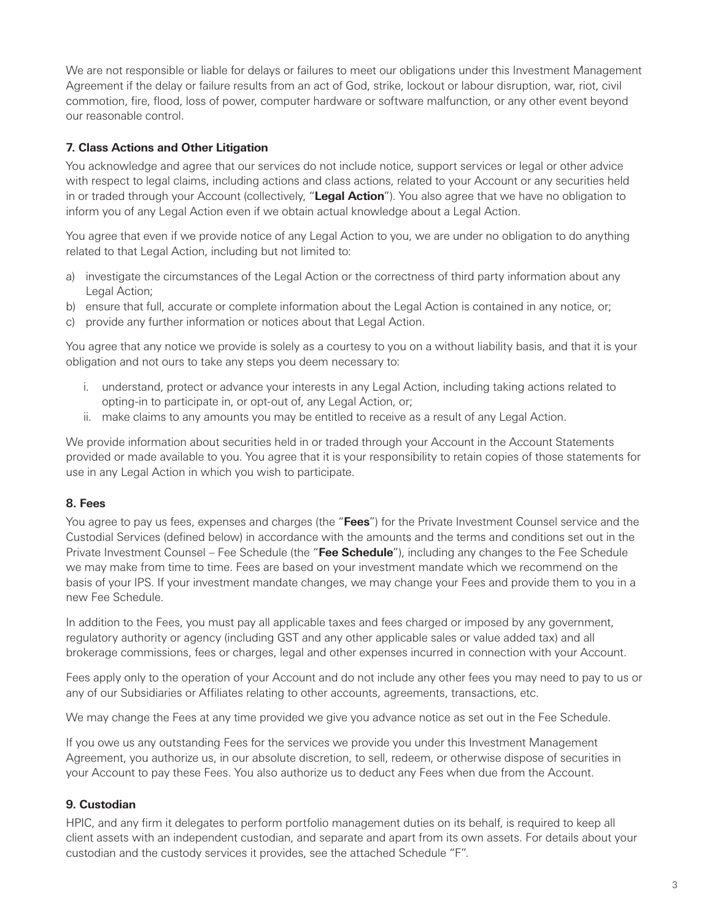We are not responsible or liable for delays or failures to meet our obligations under this Investment Management Agreement if the delay or failure results from an act of God, strike, lockout or labour disruption, war, riot, civil commotion, fire, flood, loss of power, computer hardware or software malfunction, or any other event beyond our reasonable control.

### 7. Class Actions and Other Litigation

You acknowledge and agree that our services do not include notice, support services or legal or other advice with respect to legal claims, including actions and class actions, related to your Account or any securities held in or traded through your Account (collectively, "**Legal Action**"). You also agree that we have no obligation to inform you of any Legal Action even if we obtain actual knowledge about a Legal Action.

You agree that even if we provide notice of any Legal Action to you, we are under no obligation to do anything related to that Legal Action, including but not limited to:

a) investigate the circumstances of the Legal Action or the correctness of third party information about any Legal Action;
b) ensure that full, accurate or complete information about the Legal Action is contained in any notice, or;
c) provide any further information or notices about that Legal Action.

You agree that any notice we provide is solely as a courtesy to you on a without liability basis, and that it is your obligation and not ours to take any steps you deem necessary to:

i. understand, protect or advance your interests in any Legal Action, including taking actions related to opting-in to participate in, or opt-out of, any Legal Action, or;
ii. make claims to any amounts you may be entitled to receive as a result of any Legal Action.

We provide information about securities held in or traded through your Account in the Account Statements provided or made available to you. You agree that it is your responsibility to retain copies of those statements for use in any Legal Action in which you wish to participate.

### 8. Fees

You agree to pay us fees, expenses and charges (the "**Fees**") for the Private Investment Counsel service and the Custodial Services (defined below) in accordance with the amounts and the terms and conditions set out in the Private Investment Counsel – Fee Schedule (the "**Fee Schedule**"), including any changes to the Fee Schedule we may make from time to time. Fees are based on your investment mandate which we recommend on the basis of your IPS. If your investment mandate changes, we may change your Fees and provide them to you in a new Fee Schedule.

In addition to the Fees, you must pay all applicable taxes and fees charged or imposed by any government, regulatory authority or agency (including GST and any other applicable sales or value added tax) and all brokerage commissions, fees or charges, legal and other expenses incurred in connection with your Account.

Fees apply only to the operation of your Account and do not include any other fees you may need to pay to us or any of our Subsidiaries or Affiliates relating to other accounts, agreements, transactions, etc.

We may change the Fees at any time provided we give you advance notice as set out in the Fee Schedule.

If you owe us any outstanding Fees for the services we provide you under this Investment Management Agreement, you authorize us, in our absolute discretion, to sell, redeem, or otherwise dispose of securities in your Account to pay these Fees. You also authorize us to deduct any Fees when due from the Account.

### 9. Custodian

HPIC, and any firm it delegates to perform portfolio management duties on its behalf, is required to keep all client assets with an independent custodian, and separate and apart from its own assets. For details about your custodian and the custody services it provides, see the attached Schedule "F".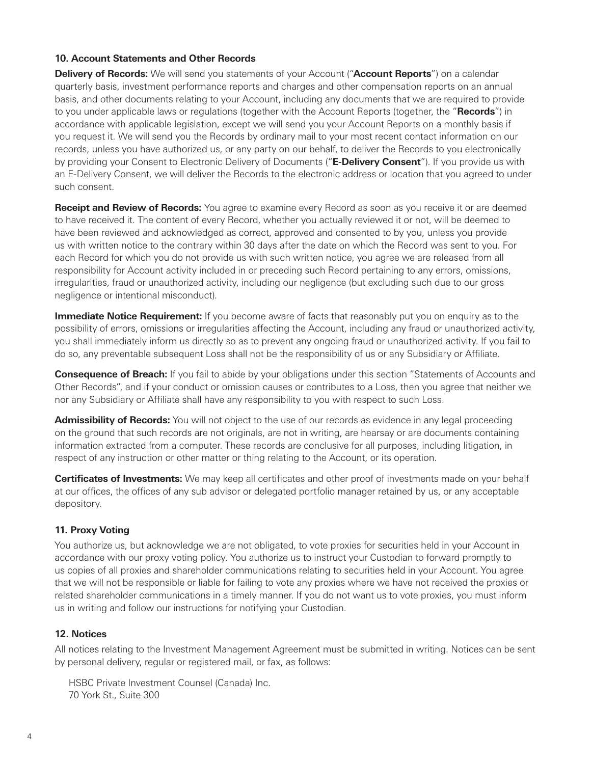### 10. Account Statements and Other Records

**Delivery of Records:** We will send you statements of your Account ("**Account Reports**") on a calendar quarterly basis, investment performance reports and charges and other compensation reports on an annual basis, and other documents relating to your Account, including any documents that we are required to provide to you under applicable laws or regulations (together with the Account Reports (together, the "**Records**") in accordance with applicable legislation, except we will send you your Account Reports on a monthly basis if you request it. We will send you the Records by ordinary mail to your most recent contact information on our records, unless you have authorized us, or any party on our behalf, to deliver the Records to you electronically by providing your Consent to Electronic Delivery of Documents ("**E-Delivery Consent**"). If you provide us with an E-Delivery Consent, we will deliver the Records to the electronic address or location that you agreed to under such consent.

**Receipt and Review of Records:** You agree to examine every Record as soon as you receive it or are deemed to have received it. The content of every Record, whether you actually reviewed it or not, will be deemed to have been reviewed and acknowledged as correct, approved and consented to by you, unless you provide us with written notice to the contrary within 30 days after the date on which the Record was sent to you. For each Record for which you do not provide us with such written notice, you agree we are released from all responsibility for Account activity included in or preceding such Record pertaining to any errors, omissions, irregularities, fraud or unauthorized activity, including our negligence (but excluding such due to our gross negligence or intentional misconduct).

**Immediate Notice Requirement:** If you become aware of facts that reasonably put you on enquiry as to the possibility of errors, omissions or irregularities affecting the Account, including any fraud or unauthorized activity, you shall immediately inform us directly so as to prevent any ongoing fraud or unauthorized activity. If you fail to do so, any preventable subsequent Loss shall not be the responsibility of us or any Subsidiary or Affiliate.

**Consequence of Breach:** If you fail to abide by your obligations under this section "Statements of Accounts and Other Records", and if your conduct or omission causes or contributes to a Loss, then you agree that neither we nor any Subsidiary or Affiliate shall have any responsibility to you with respect to such Loss.

**Admissibility of Records:** You will not object to the use of our records as evidence in any legal proceeding on the ground that such records are not originals, are not in writing, are hearsay or are documents containing information extracted from a computer. These records are conclusive for all purposes, including litigation, in respect of any instruction or other matter or thing relating to the Account, or its operation.

**Certificates of Investments:** We may keep all certificates and other proof of investments made on your behalf at our offices, the offices of any sub advisor or delegated portfolio manager retained by us, or any acceptable depository.

### 11. Proxy Voting

You authorize us, but acknowledge we are not obligated, to vote proxies for securities held in your Account in accordance with our proxy voting policy. You authorize us to instruct your Custodian to forward promptly to us copies of all proxies and shareholder communications relating to securities held in your Account. You agree that we will not be responsible or liable for failing to vote any proxies where we have not received the proxies or related shareholder communications in a timely manner. If you do not want us to vote proxies, you must inform us in writing and follow our instructions for notifying your Custodian.

### 12. Notices

All notices relating to the Investment Management Agreement must be submitted in writing. Notices can be sent by personal delivery, regular or registered mail, or fax, as follows:

HSBC Private Investment Counsel (Canada) Inc.
70 York St., Suite 300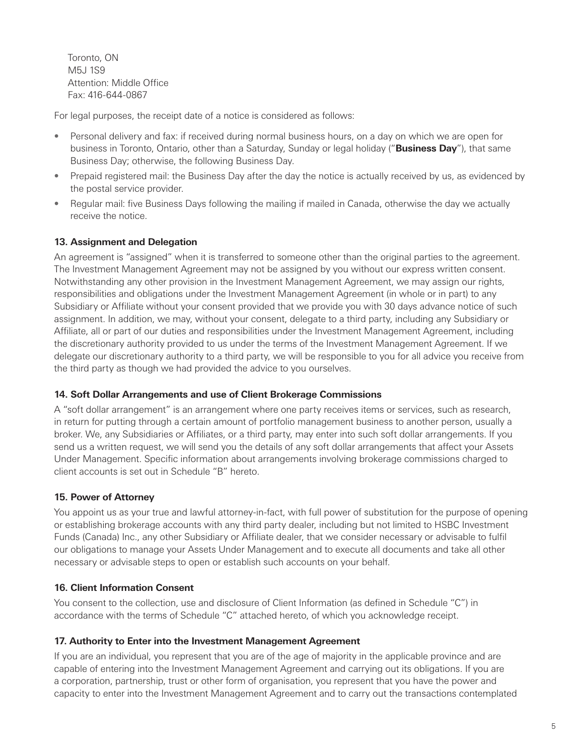Toronto, ON
M5J 1S9
Attention: Middle Office
Fax: 416-644-0867

For legal purposes, the receipt date of a notice is considered as follows:

- Personal delivery and fax: if received during normal business hours, on a day on which we are open for business in Toronto, Ontario, other than a Saturday, Sunday or legal holiday ("**Business Day**"), that same Business Day; otherwise, the following Business Day.
- Prepaid registered mail: the Business Day after the day the notice is actually received by us, as evidenced by the postal service provider.
- Regular mail: five Business Days following the mailing if mailed in Canada, otherwise the day we actually receive the notice.

**13. Assignment and Delegation**

An agreement is "assigned" when it is transferred to someone other than the original parties to the agreement. The Investment Management Agreement may not be assigned by you without our express written consent. Notwithstanding any other provision in the Investment Management Agreement, we may assign our rights, responsibilities and obligations under the Investment Management Agreement (in whole or in part) to any Subsidiary or Affiliate without your consent provided that we provide you with 30 days advance notice of such assignment. In addition, we may, without your consent, delegate to a third party, including any Subsidiary or Affiliate, all or part of our duties and responsibilities under the Investment Management Agreement, including the discretionary authority provided to us under the terms of the Investment Management Agreement. If we delegate our discretionary authority to a third party, we will be responsible to you for all advice you receive from the third party as though we had provided the advice to you ourselves.

**14. Soft Dollar Arrangements and use of Client Brokerage Commissions**

A "soft dollar arrangement" is an arrangement where one party receives items or services, such as research, in return for putting through a certain amount of portfolio management business to another person, usually a broker. We, any Subsidiaries or Affiliates, or a third party, may enter into such soft dollar arrangements. If you send us a written request, we will send you the details of any soft dollar arrangements that affect your Assets Under Management. Specific information about arrangements involving brokerage commissions charged to client accounts is set out in Schedule "B" hereto.

**15. Power of Attorney**

You appoint us as your true and lawful attorney-in-fact, with full power of substitution for the purpose of opening or establishing brokerage accounts with any third party dealer, including but not limited to HSBC Investment Funds (Canada) Inc., any other Subsidiary or Affiliate dealer, that we consider necessary or advisable to fulfil our obligations to manage your Assets Under Management and to execute all documents and take all other necessary or advisable steps to open or establish such accounts on your behalf.

**16. Client Information Consent**

You consent to the collection, use and disclosure of Client Information (as defined in Schedule "C") in accordance with the terms of Schedule "C" attached hereto, of which you acknowledge receipt.

**17. Authority to Enter into the Investment Management Agreement**

If you are an individual, you represent that you are of the age of majority in the applicable province and are capable of entering into the Investment Management Agreement and carrying out its obligations. If you are a corporation, partnership, trust or other form of organisation, you represent that you have the power and capacity to enter into the Investment Management Agreement and to carry out the transactions contemplated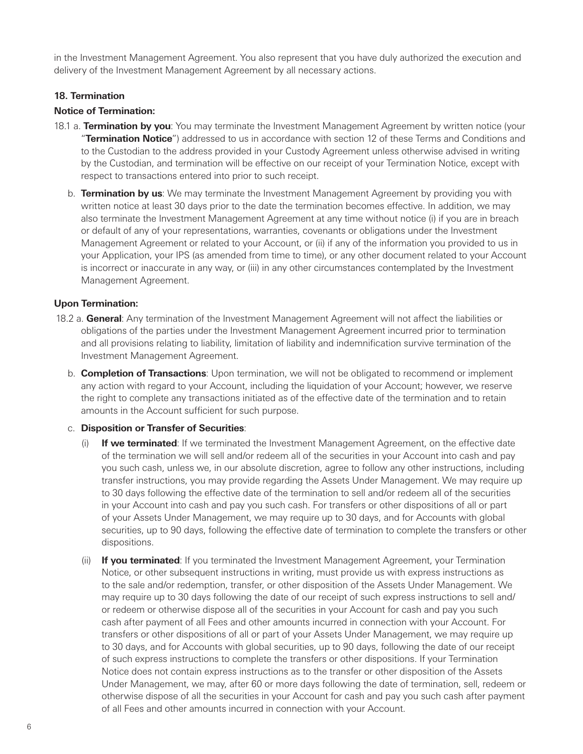in the Investment Management Agreement. You also represent that you have duly authorized the execution and delivery of the Investment Management Agreement by all necessary actions.

### 18. Termination

**Notice of Termination:**

18.1 a. **Termination by you**: You may terminate the Investment Management Agreement by written notice (your "**Termination Notice**") addressed to us in accordance with section 12 of these Terms and Conditions and to the Custodian to the address provided in your Custody Agreement unless otherwise advised in writing by the Custodian, and termination will be effective on our receipt of your Termination Notice, except with respect to transactions entered into prior to such receipt.

b. **Termination by us**: We may terminate the Investment Management Agreement by providing you with written notice at least 30 days prior to the date the termination becomes effective. In addition, we may also terminate the Investment Management Agreement at any time without notice (i) if you are in breach or default of any of your representations, warranties, covenants or obligations under the Investment Management Agreement or related to your Account, or (ii) if any of the information you provided to us in your Application, your IPS (as amended from time to time), or any other document related to your Account is incorrect or inaccurate in any way, or (iii) in any other circumstances contemplated by the Investment Management Agreement.

**Upon Termination:**

18.2 a. **General**: Any termination of the Investment Management Agreement will not affect the liabilities or obligations of the parties under the Investment Management Agreement incurred prior to termination and all provisions relating to liability, limitation of liability and indemnification survive termination of the Investment Management Agreement.

b. **Completion of Transactions**: Upon termination, we will not be obligated to recommend or implement any action with regard to your Account, including the liquidation of your Account; however, we reserve the right to complete any transactions initiated as of the effective date of the termination and to retain amounts in the Account sufficient for such purpose.

c. **Disposition or Transfer of Securities**:

(i) **If we terminated**: If we terminated the Investment Management Agreement, on the effective date of the termination we will sell and/or redeem all of the securities in your Account into cash and pay you such cash, unless we, in our absolute discretion, agree to follow any other instructions, including transfer instructions, you may provide regarding the Assets Under Management. We may require up to 30 days following the effective date of the termination to sell and/or redeem all of the securities in your Account into cash and pay you such cash. For transfers or other dispositions of all or part of your Assets Under Management, we may require up to 30 days, and for Accounts with global securities, up to 90 days, following the effective date of termination to complete the transfers or other dispositions.

(ii) **If you terminated**: If you terminated the Investment Management Agreement, your Termination Notice, or other subsequent instructions in writing, must provide us with express instructions as to the sale and/or redemption, transfer, or other disposition of the Assets Under Management. We may require up to 30 days following the date of our receipt of such express instructions to sell and/or redeem or otherwise dispose all of the securities in your Account for cash and pay you such cash after payment of all Fees and other amounts incurred in connection with your Account. For transfers or other dispositions of all or part of your Assets Under Management, we may require up to 30 days, and for Accounts with global securities, up to 90 days, following the date of our receipt of such express instructions to complete the transfers or other dispositions. If your Termination Notice does not contain express instructions as to the transfer or other disposition of the Assets Under Management, we may, after 60 or more days following the date of termination, sell, redeem or otherwise dispose of all the securities in your Account for cash and pay you such cash after payment of all Fees and other amounts incurred in connection with your Account.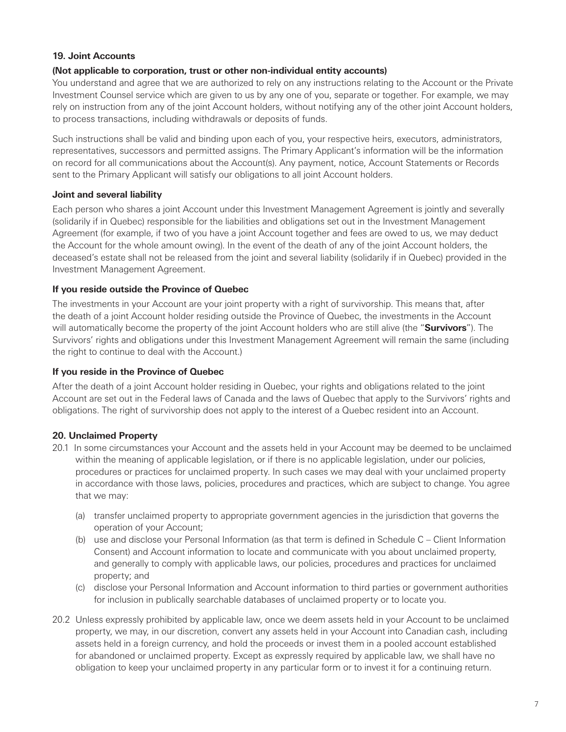### 19. Joint Accounts

**(Not applicable to corporation, trust or other non-individual entity accounts)**

You understand and agree that we are authorized to rely on any instructions relating to the Account or the Private Investment Counsel service which are given to us by any one of you, separate or together. For example, we may rely on instruction from any of the joint Account holders, without notifying any of the other joint Account holders, to process transactions, including withdrawals or deposits of funds.

Such instructions shall be valid and binding upon each of you, your respective heirs, executors, administrators, representatives, successors and permitted assigns. The Primary Applicant's information will be the information on record for all communications about the Account(s). Any payment, notice, Account Statements or Records sent to the Primary Applicant will satisfy our obligations to all joint Account holders.

**Joint and several liability**

Each person who shares a joint Account under this Investment Management Agreement is jointly and severally (solidarily if in Quebec) responsible for the liabilities and obligations set out in the Investment Management Agreement (for example, if two of you have a joint Account together and fees are owed to us, we may deduct the Account for the whole amount owing). In the event of the death of any of the joint Account holders, the deceased's estate shall not be released from the joint and several liability (solidarily if in Quebec) provided in the Investment Management Agreement.

**If you reside outside the Province of Quebec**

The investments in your Account are your joint property with a right of survivorship. This means that, after the death of a joint Account holder residing outside the Province of Quebec, the investments in the Account will automatically become the property of the joint Account holders who are still alive (the "**Survivors**"). The Survivors' rights and obligations under this Investment Management Agreement will remain the same (including the right to continue to deal with the Account.)

**If you reside in the Province of Quebec**

After the death of a joint Account holder residing in Quebec, your rights and obligations related to the joint Account are set out in the Federal laws of Canada and the laws of Quebec that apply to the Survivors' rights and obligations. The right of survivorship does not apply to the interest of a Quebec resident into an Account.

### 20. Unclaimed Property

20.1 In some circumstances your Account and the assets held in your Account may be deemed to be unclaimed within the meaning of applicable legislation, or if there is no applicable legislation, under our policies, procedures or practices for unclaimed property. In such cases we may deal with your unclaimed property in accordance with those laws, policies, procedures and practices, which are subject to change. You agree that we may:

(a) transfer unclaimed property to appropriate government agencies in the jurisdiction that governs the operation of your Account;

(b) use and disclose your Personal Information (as that term is defined in Schedule C – Client Information Consent) and Account information to locate and communicate with you about unclaimed property, and generally to comply with applicable laws, our policies, procedures and practices for unclaimed property; and

(c) disclose your Personal Information and Account information to third parties or government authorities for inclusion in publically searchable databases of unclaimed property or to locate you.

20.2 Unless expressly prohibited by applicable law, once we deem assets held in your Account to be unclaimed property, we may, in our discretion, convert any assets held in your Account into Canadian cash, including assets held in a foreign currency, and hold the proceeds or invest them in a pooled account established for abandoned or unclaimed property. Except as expressly required by applicable law, we shall have no obligation to keep your unclaimed property in any particular form or to invest it for a continuing return.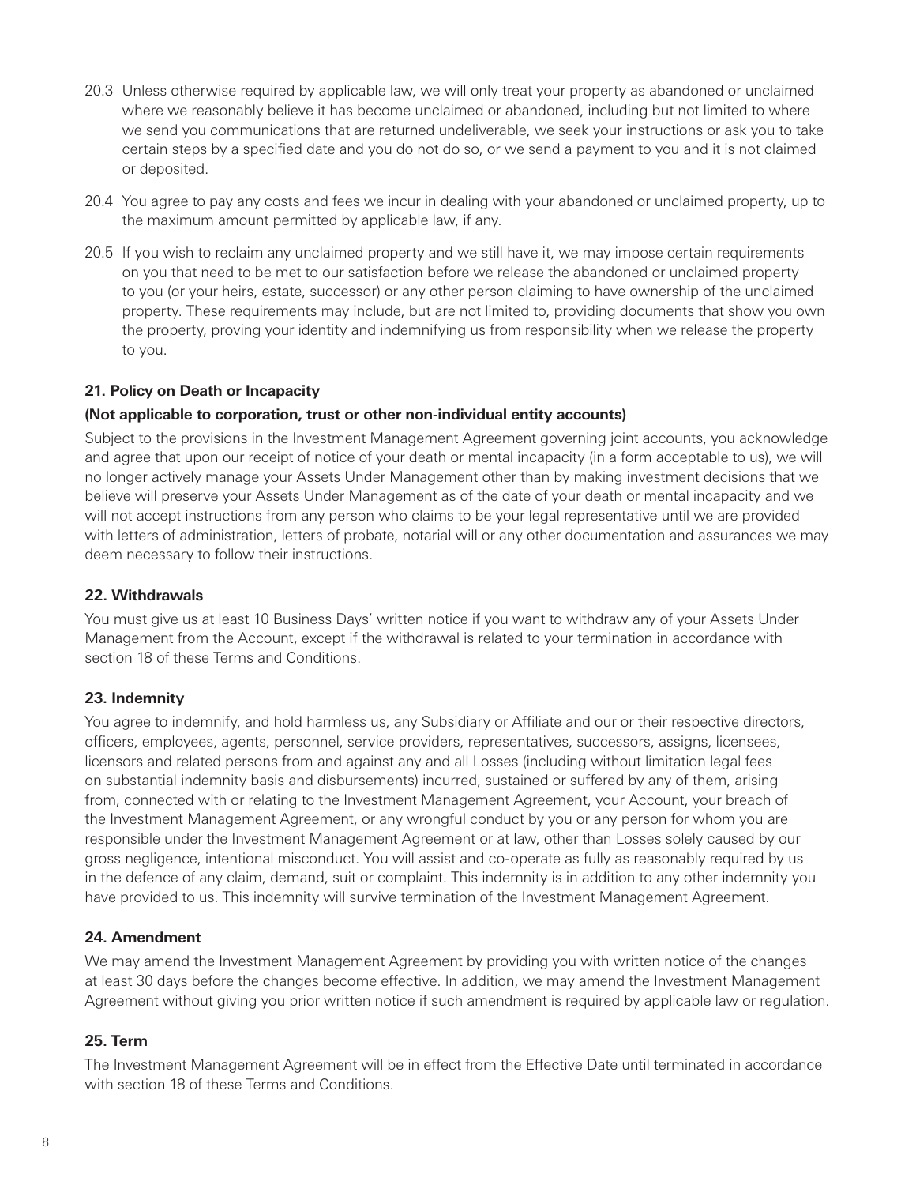20.3 Unless otherwise required by applicable law, we will only treat your property as abandoned or unclaimed where we reasonably believe it has become unclaimed or abandoned, including but not limited to where we send you communications that are returned undeliverable, we seek your instructions or ask you to take certain steps by a specified date and you do not do so, or we send a payment to you and it is not claimed or deposited.

20.4 You agree to pay any costs and fees we incur in dealing with your abandoned or unclaimed property, up to the maximum amount permitted by applicable law, if any.

20.5 If you wish to reclaim any unclaimed property and we still have it, we may impose certain requirements on you that need to be met to our satisfaction before we release the abandoned or unclaimed property to you (or your heirs, estate, successor) or any other person claiming to have ownership of the unclaimed property. These requirements may include, but are not limited to, providing documents that show you own the property, proving your identity and indemnifying us from responsibility when we release the property to you.

### 21. Policy on Death or Incapacity

**(Not applicable to corporation, trust or other non-individual entity accounts)**

Subject to the provisions in the Investment Management Agreement governing joint accounts, you acknowledge and agree that upon our receipt of notice of your death or mental incapacity (in a form acceptable to us), we will no longer actively manage your Assets Under Management other than by making investment decisions that we believe will preserve your Assets Under Management as of the date of your death or mental incapacity and we will not accept instructions from any person who claims to be your legal representative until we are provided with letters of administration, letters of probate, notarial will or any other documentation and assurances we may deem necessary to follow their instructions.

### 22. Withdrawals

You must give us at least 10 Business Days' written notice if you want to withdraw any of your Assets Under Management from the Account, except if the withdrawal is related to your termination in accordance with section 18 of these Terms and Conditions.

### 23. Indemnity

You agree to indemnify, and hold harmless us, any Subsidiary or Affiliate and our or their respective directors, officers, employees, agents, personnel, service providers, representatives, successors, assigns, licensees, licensors and related persons from and against any and all Losses (including without limitation legal fees on substantial indemnity basis and disbursements) incurred, sustained or suffered by any of them, arising from, connected with or relating to the Investment Management Agreement, your Account, your breach of the Investment Management Agreement, or any wrongful conduct by you or any person for whom you are responsible under the Investment Management Agreement or at law, other than Losses solely caused by our gross negligence, intentional misconduct. You will assist and co-operate as fully as reasonably required by us in the defence of any claim, demand, suit or complaint. This indemnity is in addition to any other indemnity you have provided to us. This indemnity will survive termination of the Investment Management Agreement.

### 24. Amendment

We may amend the Investment Management Agreement by providing you with written notice of the changes at least 30 days before the changes become effective. In addition, we may amend the Investment Management Agreement without giving you prior written notice if such amendment is required by applicable law or regulation.

### 25. Term

The Investment Management Agreement will be in effect from the Effective Date until terminated in accordance with section 18 of these Terms and Conditions.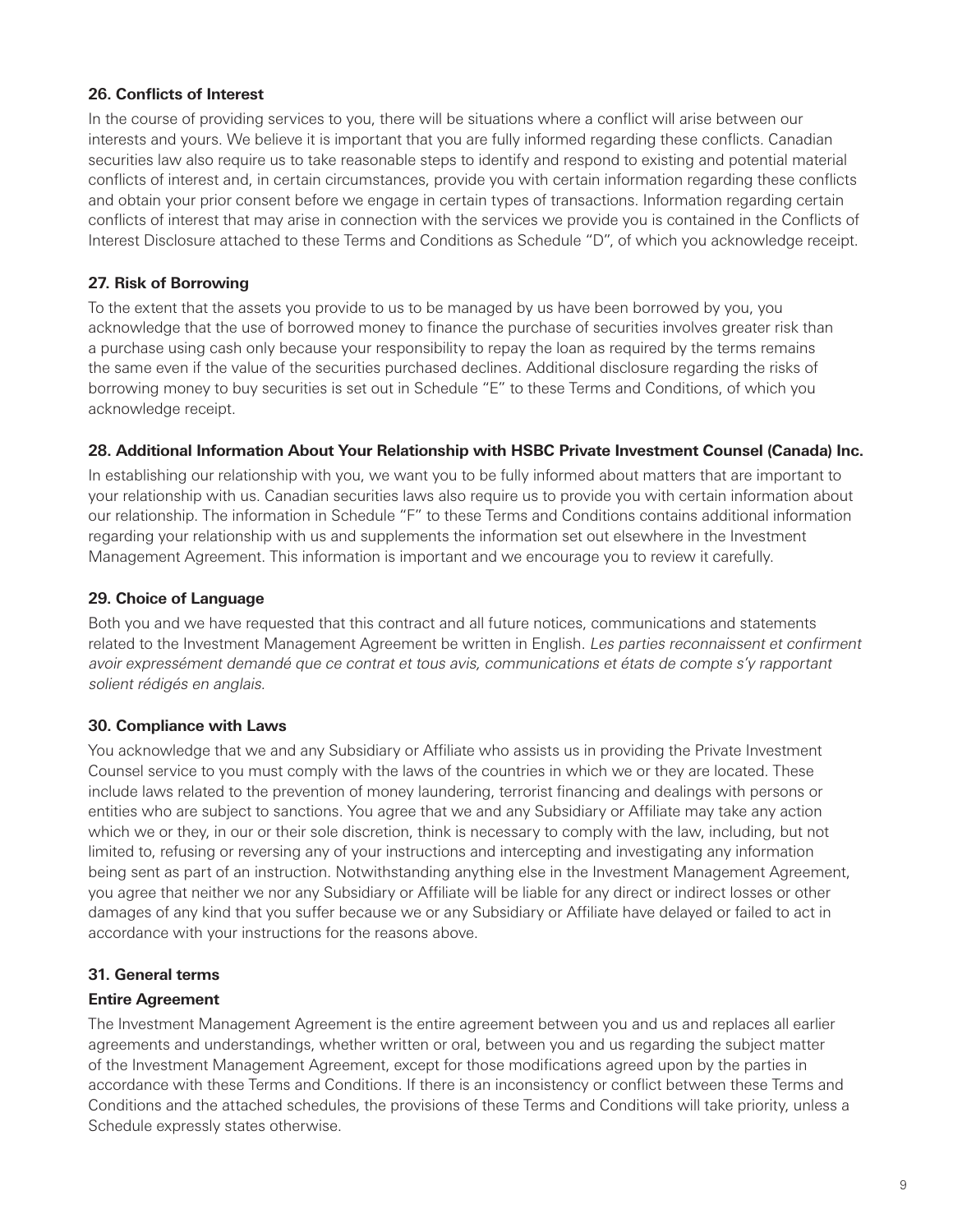**26. Conflicts of Interest**

In the course of providing services to you, there will be situations where a conflict will arise between our interests and yours. We believe it is important that you are fully informed regarding these conflicts. Canadian securities law also require us to take reasonable steps to identify and respond to existing and potential material conflicts of interest and, in certain circumstances, provide you with certain information regarding these conflicts and obtain your prior consent before we engage in certain types of transactions. Information regarding certain conflicts of interest that may arise in connection with the services we provide you is contained in the Conflicts of Interest Disclosure attached to these Terms and Conditions as Schedule "D", of which you acknowledge receipt.

**27. Risk of Borrowing**

To the extent that the assets you provide to us to be managed by us have been borrowed by you, you acknowledge that the use of borrowed money to finance the purchase of securities involves greater risk than a purchase using cash only because your responsibility to repay the loan as required by the terms remains the same even if the value of the securities purchased declines. Additional disclosure regarding the risks of borrowing money to buy securities is set out in Schedule "E" to these Terms and Conditions, of which you acknowledge receipt.

**28. Additional Information About Your Relationship with HSBC Private Investment Counsel (Canada) Inc.**

In establishing our relationship with you, we want you to be fully informed about matters that are important to your relationship with us. Canadian securities laws also require us to provide you with certain information about our relationship. The information in Schedule "F" to these Terms and Conditions contains additional information regarding your relationship with us and supplements the information set out elsewhere in the Investment Management Agreement. This information is important and we encourage you to review it carefully.

**29. Choice of Language**

Both you and we have requested that this contract and all future notices, communications and statements related to the Investment Management Agreement be written in English. *Les parties reconnaissent et confirment avoir expressément demandé que ce contrat et tous avis, communications et états de compte s'y rapportant solient rédigés en anglais.*

**30. Compliance with Laws**

You acknowledge that we and any Subsidiary or Affiliate who assists us in providing the Private Investment Counsel service to you must comply with the laws of the countries in which we or they are located. These include laws related to the prevention of money laundering, terrorist financing and dealings with persons or entities who are subject to sanctions. You agree that we and any Subsidiary or Affiliate may take any action which we or they, in our or their sole discretion, think is necessary to comply with the law, including, but not limited to, refusing or reversing any of your instructions and intercepting and investigating any information being sent as part of an instruction. Notwithstanding anything else in the Investment Management Agreement, you agree that neither we nor any Subsidiary or Affiliate will be liable for any direct or indirect losses or other damages of any kind that you suffer because we or any Subsidiary or Affiliate have delayed or failed to act in accordance with your instructions for the reasons above.

**31. General terms**

**Entire Agreement**

The Investment Management Agreement is the entire agreement between you and us and replaces all earlier agreements and understandings, whether written or oral, between you and us regarding the subject matter of the Investment Management Agreement, except for those modifications agreed upon by the parties in accordance with these Terms and Conditions. If there is an inconsistency or conflict between these Terms and Conditions and the attached schedules, the provisions of these Terms and Conditions will take priority, unless a Schedule expressly states otherwise.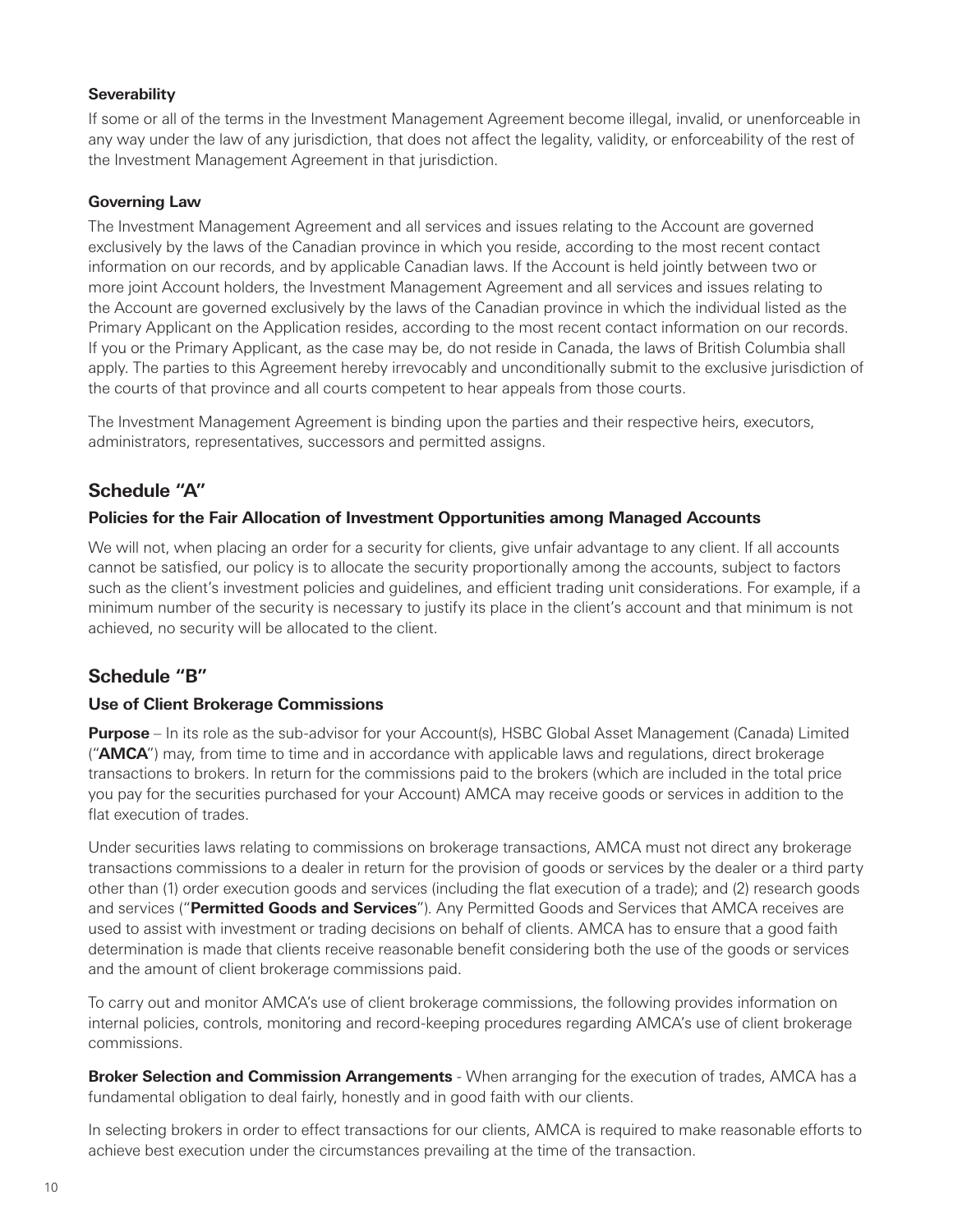**Severability**

If some or all of the terms in the Investment Management Agreement become illegal, invalid, or unenforceable in any way under the law of any jurisdiction, that does not affect the legality, validity, or enforceability of the rest of the Investment Management Agreement in that jurisdiction.

**Governing Law**

The Investment Management Agreement and all services and issues relating to the Account are governed exclusively by the laws of the Canadian province in which you reside, according to the most recent contact information on our records, and by applicable Canadian laws. If the Account is held jointly between two or more joint Account holders, the Investment Management Agreement and all services and issues relating to the Account are governed exclusively by the laws of the Canadian province in which the individual listed as the Primary Applicant on the Application resides, according to the most recent contact information on our records. If you or the Primary Applicant, as the case may be, do not reside in Canada, the laws of British Columbia shall apply. The parties to this Agreement hereby irrevocably and unconditionally submit to the exclusive jurisdiction of the courts of that province and all courts competent to hear appeals from those courts.

The Investment Management Agreement is binding upon the parties and their respective heirs, executors, administrators, representatives, successors and permitted assigns.

## Schedule "A"

### Policies for the Fair Allocation of Investment Opportunities among Managed Accounts

We will not, when placing an order for a security for clients, give unfair advantage to any client. If all accounts cannot be satisfied, our policy is to allocate the security proportionally among the accounts, subject to factors such as the client's investment policies and guidelines, and efficient trading unit considerations. For example, if a minimum number of the security is necessary to justify its place in the client's account and that minimum is not achieved, no security will be allocated to the client.

## Schedule "B"

### Use of Client Brokerage Commissions

**Purpose** – In its role as the sub-advisor for your Account(s), HSBC Global Asset Management (Canada) Limited ("**AMCA**") may, from time to time and in accordance with applicable laws and regulations, direct brokerage transactions to brokers. In return for the commissions paid to the brokers (which are included in the total price you pay for the securities purchased for your Account) AMCA may receive goods or services in addition to the flat execution of trades.

Under securities laws relating to commissions on brokerage transactions, AMCA must not direct any brokerage transactions commissions to a dealer in return for the provision of goods or services by the dealer or a third party other than (1) order execution goods and services (including the flat execution of a trade); and (2) research goods and services ("**Permitted Goods and Services**"). Any Permitted Goods and Services that AMCA receives are used to assist with investment or trading decisions on behalf of clients. AMCA has to ensure that a good faith determination is made that clients receive reasonable benefit considering both the use of the goods or services and the amount of client brokerage commissions paid.

To carry out and monitor AMCA's use of client brokerage commissions, the following provides information on internal policies, controls, monitoring and record-keeping procedures regarding AMCA's use of client brokerage commissions.

**Broker Selection and Commission Arrangements** - When arranging for the execution of trades, AMCA has a fundamental obligation to deal fairly, honestly and in good faith with our clients.

In selecting brokers in order to effect transactions for our clients, AMCA is required to make reasonable efforts to achieve best execution under the circumstances prevailing at the time of the transaction.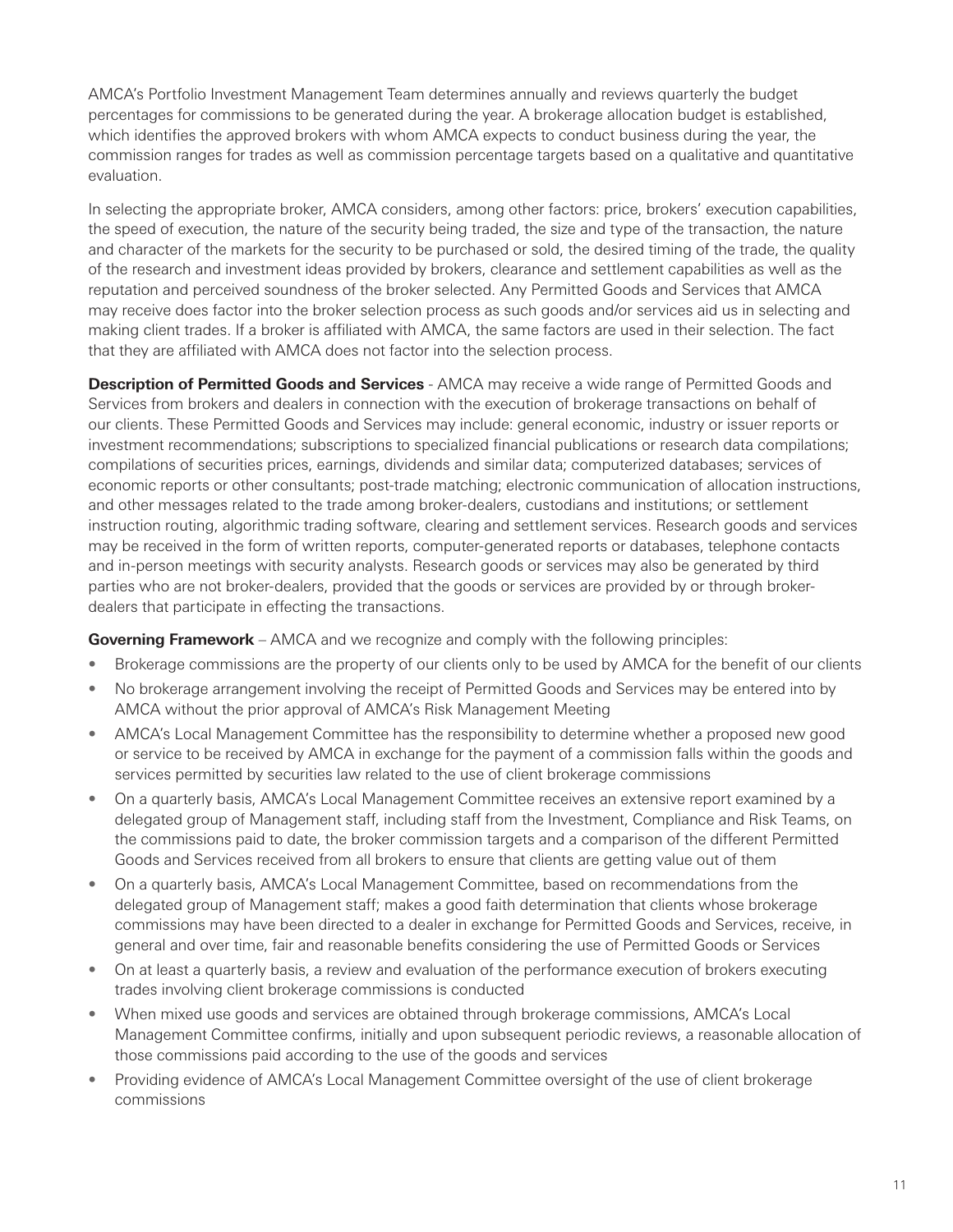AMCA's Portfolio Investment Management Team determines annually and reviews quarterly the budget percentages for commissions to be generated during the year. A brokerage allocation budget is established, which identifies the approved brokers with whom AMCA expects to conduct business during the year, the commission ranges for trades as well as commission percentage targets based on a qualitative and quantitative evaluation.

In selecting the appropriate broker, AMCA considers, among other factors: price, brokers' execution capabilities, the speed of execution, the nature of the security being traded, the size and type of the transaction, the nature and character of the markets for the security to be purchased or sold, the desired timing of the trade, the quality of the research and investment ideas provided by brokers, clearance and settlement capabilities as well as the reputation and perceived soundness of the broker selected. Any Permitted Goods and Services that AMCA may receive does factor into the broker selection process as such goods and/or services aid us in selecting and making client trades. If a broker is affiliated with AMCA, the same factors are used in their selection. The fact that they are affiliated with AMCA does not factor into the selection process.

**Description of Permitted Goods and Services** - AMCA may receive a wide range of Permitted Goods and Services from brokers and dealers in connection with the execution of brokerage transactions on behalf of our clients. These Permitted Goods and Services may include: general economic, industry or issuer reports or investment recommendations; subscriptions to specialized financial publications or research data compilations; compilations of securities prices, earnings, dividends and similar data; computerized databases; services of economic reports or other consultants; post-trade matching; electronic communication of allocation instructions, and other messages related to the trade among broker-dealers, custodians and institutions; or settlement instruction routing, algorithmic trading software, clearing and settlement services. Research goods and services may be received in the form of written reports, computer-generated reports or databases, telephone contacts and in-person meetings with security analysts. Research goods or services may also be generated by third parties who are not broker-dealers, provided that the goods or services are provided by or through broker-dealers that participate in effecting the transactions.

**Governing Framework** – AMCA and we recognize and comply with the following principles:

- Brokerage commissions are the property of our clients only to be used by AMCA for the benefit of our clients
- No brokerage arrangement involving the receipt of Permitted Goods and Services may be entered into by AMCA without the prior approval of AMCA's Risk Management Meeting
- AMCA's Local Management Committee has the responsibility to determine whether a proposed new good or service to be received by AMCA in exchange for the payment of a commission falls within the goods and services permitted by securities law related to the use of client brokerage commissions
- On a quarterly basis, AMCA's Local Management Committee receives an extensive report examined by a delegated group of Management staff, including staff from the Investment, Compliance and Risk Teams, on the commissions paid to date, the broker commission targets and a comparison of the different Permitted Goods and Services received from all brokers to ensure that clients are getting value out of them
- On a quarterly basis, AMCA's Local Management Committee, based on recommendations from the delegated group of Management staff; makes a good faith determination that clients whose brokerage commissions may have been directed to a dealer in exchange for Permitted Goods and Services, receive, in general and over time, fair and reasonable benefits considering the use of Permitted Goods or Services
- On at least a quarterly basis, a review and evaluation of the performance execution of brokers executing trades involving client brokerage commissions is conducted
- When mixed use goods and services are obtained through brokerage commissions, AMCA's Local Management Committee confirms, initially and upon subsequent periodic reviews, a reasonable allocation of those commissions paid according to the use of the goods and services
- Providing evidence of AMCA's Local Management Committee oversight of the use of client brokerage commissions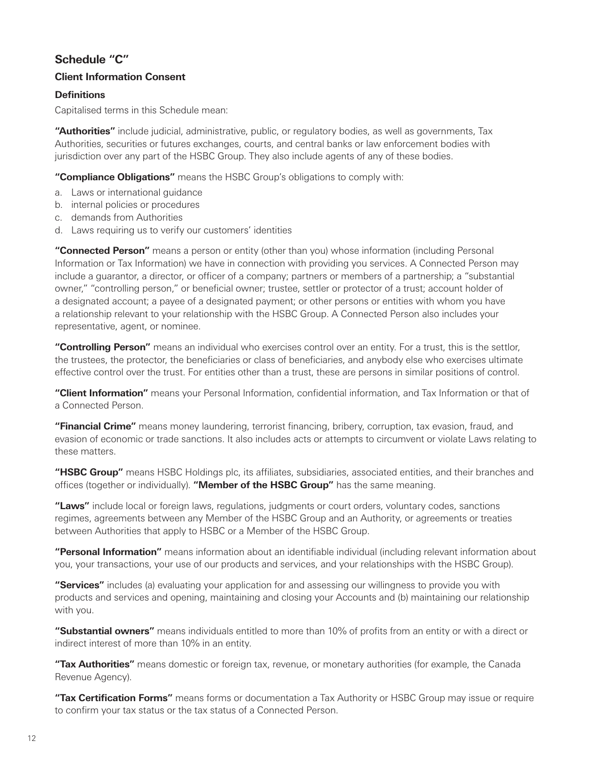## Schedule "C"

### Client Information Consent

#### Definitions

Capitalised terms in this Schedule mean:

**"Authorities"** include judicial, administrative, public, or regulatory bodies, as well as governments, Tax Authorities, securities or futures exchanges, courts, and central banks or law enforcement bodies with jurisdiction over any part of the HSBC Group. They also include agents of any of these bodies.

**"Compliance Obligations"** means the HSBC Group's obligations to comply with:

a. Laws or international guidance
b. internal policies or procedures
c. demands from Authorities
d. Laws requiring us to verify our customers' identities

**"Connected Person"** means a person or entity (other than you) whose information (including Personal Information or Tax Information) we have in connection with providing you services. A Connected Person may include a guarantor, a director, or officer of a company; partners or members of a partnership; a "substantial owner," "controlling person," or beneficial owner; trustee, settler or protector of a trust; account holder of a designated account; a payee of a designated payment; or other persons or entities with whom you have a relationship relevant to your relationship with the HSBC Group. A Connected Person also includes your representative, agent, or nominee.

**"Controlling Person"** means an individual who exercises control over an entity. For a trust, this is the settlor, the trustees, the protector, the beneficiaries or class of beneficiaries, and anybody else who exercises ultimate effective control over the trust. For entities other than a trust, these are persons in similar positions of control.

**"Client Information"** means your Personal Information, confidential information, and Tax Information or that of a Connected Person.

**"Financial Crime"** means money laundering, terrorist financing, bribery, corruption, tax evasion, fraud, and evasion of economic or trade sanctions. It also includes acts or attempts to circumvent or violate Laws relating to these matters.

**"HSBC Group"** means HSBC Holdings plc, its affiliates, subsidiaries, associated entities, and their branches and offices (together or individually). **"Member of the HSBC Group"** has the same meaning.

**"Laws"** include local or foreign laws, regulations, judgments or court orders, voluntary codes, sanctions regimes, agreements between any Member of the HSBC Group and an Authority, or agreements or treaties between Authorities that apply to HSBC or a Member of the HSBC Group.

**"Personal Information"** means information about an identifiable individual (including relevant information about you, your transactions, your use of our products and services, and your relationships with the HSBC Group).

**"Services"** includes (a) evaluating your application for and assessing our willingness to provide you with products and services and opening, maintaining and closing your Accounts and (b) maintaining our relationship with you.

**"Substantial owners"** means individuals entitled to more than 10% of profits from an entity or with a direct or indirect interest of more than 10% in an entity.

**"Tax Authorities"** means domestic or foreign tax, revenue, or monetary authorities (for example, the Canada Revenue Agency).

**"Tax Certification Forms"** means forms or documentation a Tax Authority or HSBC Group may issue or require to confirm your tax status or the tax status of a Connected Person.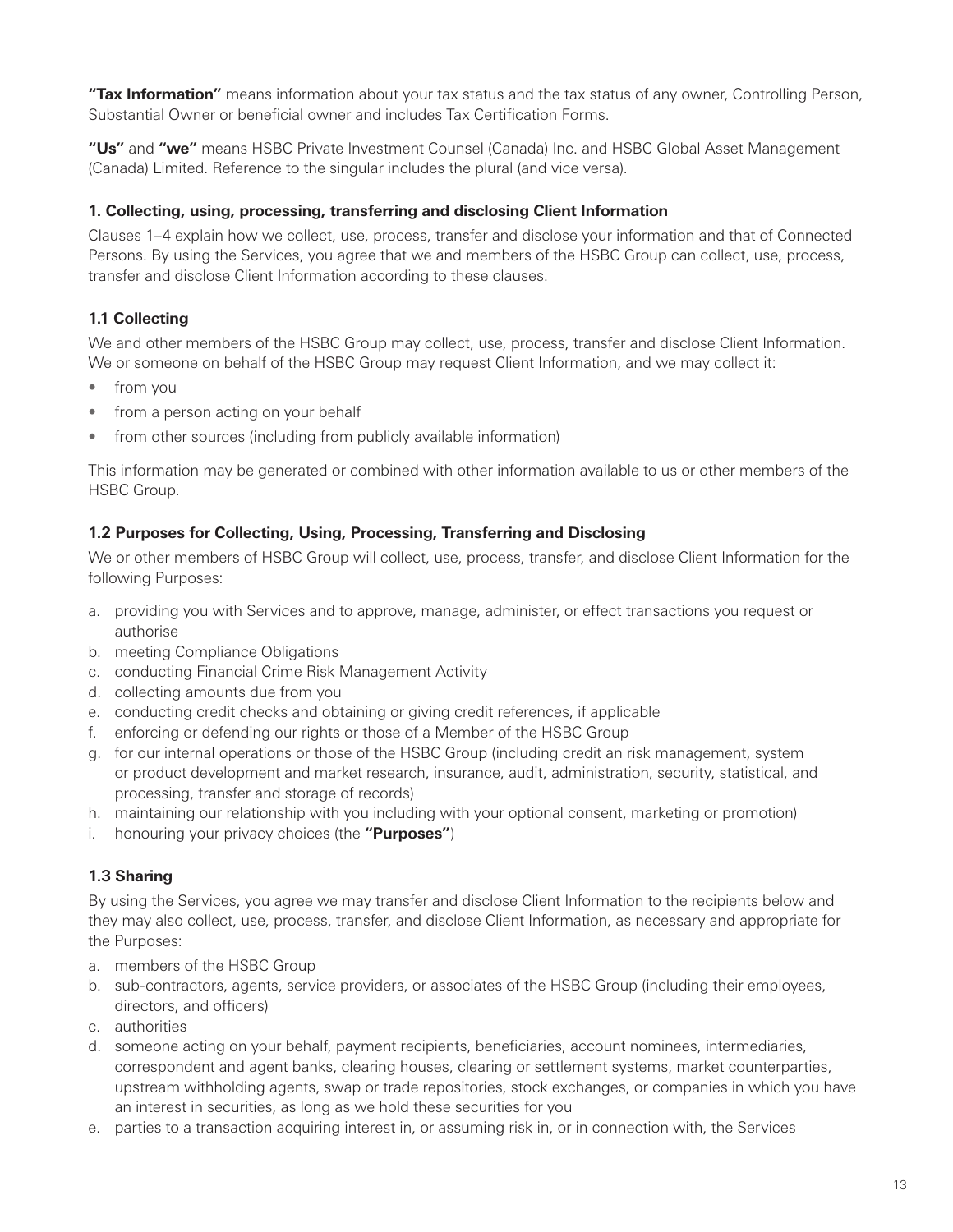**"Tax Information"** means information about your tax status and the tax status of any owner, Controlling Person, Substantial Owner or beneficial owner and includes Tax Certification Forms.

**"Us"** and **"we"** means HSBC Private Investment Counsel (Canada) Inc. and HSBC Global Asset Management (Canada) Limited. Reference to the singular includes the plural (and vice versa).

### 1. Collecting, using, processing, transferring and disclosing Client Information

Clauses 1–4 explain how we collect, use, process, transfer and disclose your information and that of Connected Persons. By using the Services, you agree that we and members of the HSBC Group can collect, use, process, transfer and disclose Client Information according to these clauses.

### 1.1 Collecting

We and other members of the HSBC Group may collect, use, process, transfer and disclose Client Information. We or someone on behalf of the HSBC Group may request Client Information, and we may collect it:

- from you
- from a person acting on your behalf
- from other sources (including from publicly available information)

This information may be generated or combined with other information available to us or other members of the HSBC Group.

### 1.2 Purposes for Collecting, Using, Processing, Transferring and Disclosing

We or other members of HSBC Group will collect, use, process, transfer, and disclose Client Information for the following Purposes:

a. providing you with Services and to approve, manage, administer, or effect transactions you request or authorise
b. meeting Compliance Obligations
c. conducting Financial Crime Risk Management Activity
d. collecting amounts due from you
e. conducting credit checks and obtaining or giving credit references, if applicable
f. enforcing or defending our rights or those of a Member of the HSBC Group
g. for our internal operations or those of the HSBC Group (including credit an risk management, system or product development and market research, insurance, audit, administration, security, statistical, and processing, transfer and storage of records)
h. maintaining our relationship with you including with your optional consent, marketing or promotion)
i. honouring your privacy choices (the **"Purposes"**)

### 1.3 Sharing

By using the Services, you agree we may transfer and disclose Client Information to the recipients below and they may also collect, use, process, transfer, and disclose Client Information, as necessary and appropriate for the Purposes:

a. members of the HSBC Group
b. sub-contractors, agents, service providers, or associates of the HSBC Group (including their employees, directors, and officers)
c. authorities
d. someone acting on your behalf, payment recipients, beneficiaries, account nominees, intermediaries, correspondent and agent banks, clearing houses, clearing or settlement systems, market counterparties, upstream withholding agents, swap or trade repositories, stock exchanges, or companies in which you have an interest in securities, as long as we hold these securities for you
e. parties to a transaction acquiring interest in, or assuming risk in, or in connection with, the Services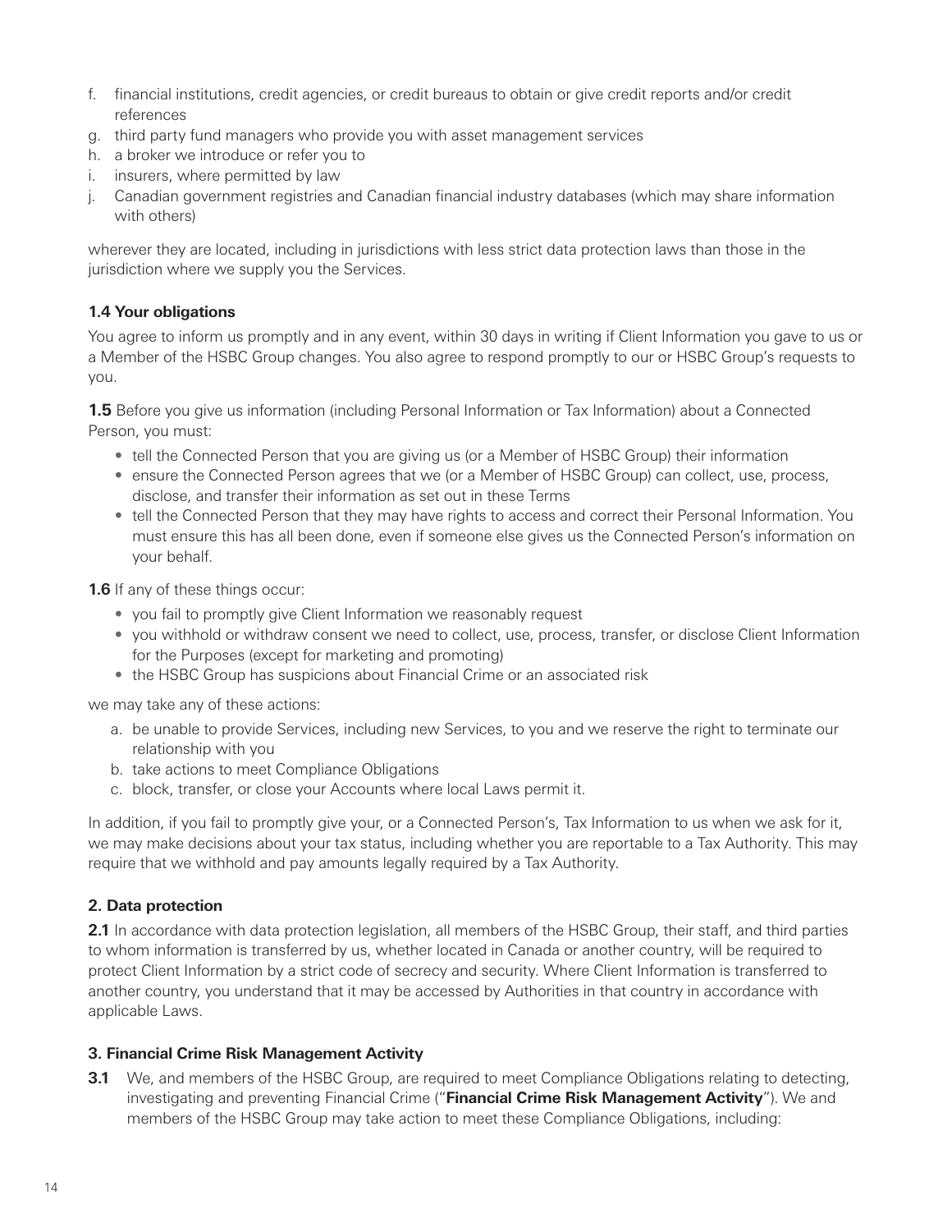f. financial institutions, credit agencies, or credit bureaus to obtain or give credit reports and/or credit references
g. third party fund managers who provide you with asset management services
h. a broker we introduce or refer you to
i. insurers, where permitted by law
j. Canadian government registries and Canadian financial industry databases (which may share information with others)

wherever they are located, including in jurisdictions with less strict data protection laws than those in the jurisdiction where we supply you the Services.

**1.4 Your obligations**

You agree to inform us promptly and in any event, within 30 days in writing if Client Information you gave to us or a Member of the HSBC Group changes. You also agree to respond promptly to our or HSBC Group's requests to you.

**1.5** Before you give us information (including Personal Information or Tax Information) about a Connected Person, you must:

- tell the Connected Person that you are giving us (or a Member of HSBC Group) their information
- ensure the Connected Person agrees that we (or a Member of HSBC Group) can collect, use, process, disclose, and transfer their information as set out in these Terms
- tell the Connected Person that they may have rights to access and correct their Personal Information. You must ensure this has all been done, even if someone else gives us the Connected Person's information on your behalf.

**1.6** If any of these things occur:

- you fail to promptly give Client Information we reasonably request
- you withhold or withdraw consent we need to collect, use, process, transfer, or disclose Client Information for the Purposes (except for marketing and promoting)
- the HSBC Group has suspicions about Financial Crime or an associated risk

we may take any of these actions:

a. be unable to provide Services, including new Services, to you and we reserve the right to terminate our relationship with you
b. take actions to meet Compliance Obligations
c. block, transfer, or close your Accounts where local Laws permit it.

In addition, if you fail to promptly give your, or a Connected Person's, Tax Information to us when we ask for it, we may make decisions about your tax status, including whether you are reportable to a Tax Authority. This may require that we withhold and pay amounts legally required by a Tax Authority.

**2. Data protection**

**2.1** In accordance with data protection legislation, all members of the HSBC Group, their staff, and third parties to whom information is transferred by us, whether located in Canada or another country, will be required to protect Client Information by a strict code of secrecy and security. Where Client Information is transferred to another country, you understand that it may be accessed by Authorities in that country in accordance with applicable Laws.

**3. Financial Crime Risk Management Activity**

**3.1** We, and members of the HSBC Group, are required to meet Compliance Obligations relating to detecting, investigating and preventing Financial Crime ("**Financial Crime Risk Management Activity**"). We and members of the HSBC Group may take action to meet these Compliance Obligations, including: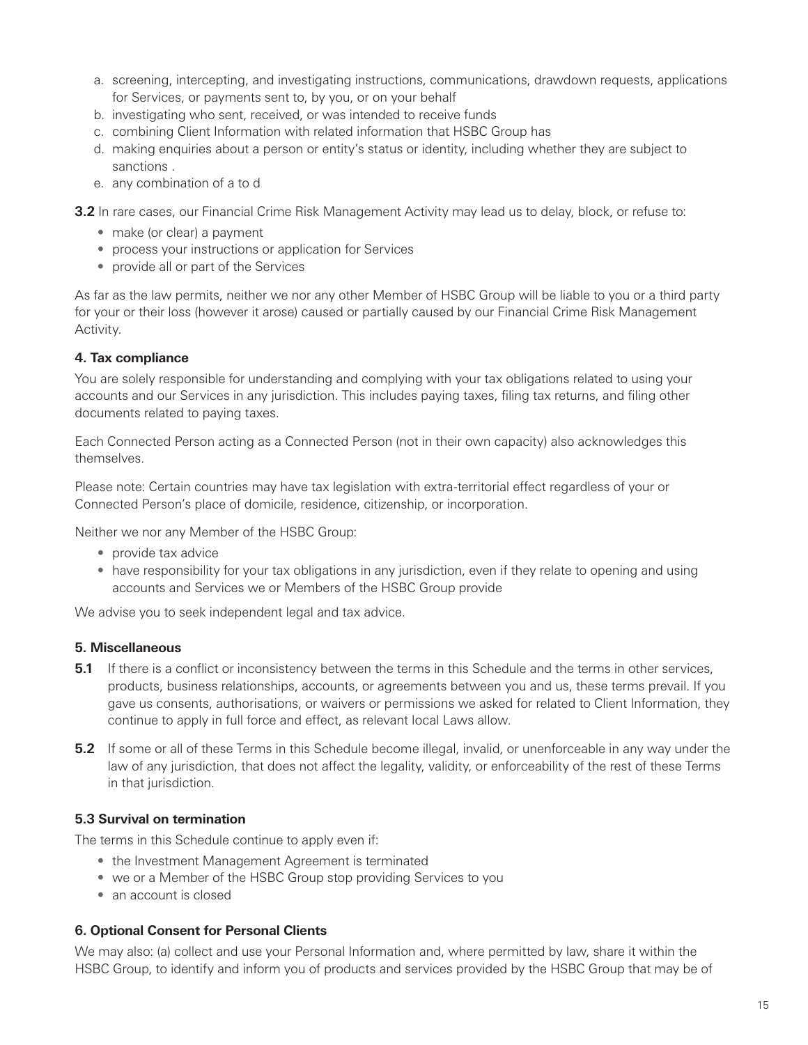a. screening, intercepting, and investigating instructions, communications, drawdown requests, applications for Services, or payments sent to, by you, or on your behalf
b. investigating who sent, received, or was intended to receive funds
c. combining Client Information with related information that HSBC Group has
d. making enquiries about a person or entity's status or identity, including whether they are subject to sanctions .
e. any combination of a to d

**3.2** In rare cases, our Financial Crime Risk Management Activity may lead us to delay, block, or refuse to:

- make (or clear) a payment
- process your instructions or application for Services
- provide all or part of the Services

As far as the law permits, neither we nor any other Member of HSBC Group will be liable to you or a third party for your or their loss (however it arose) caused or partially caused by our Financial Crime Risk Management Activity.

**4. Tax compliance**

You are solely responsible for understanding and complying with your tax obligations related to using your accounts and our Services in any jurisdiction. This includes paying taxes, filing tax returns, and filing other documents related to paying taxes.

Each Connected Person acting as a Connected Person (not in their own capacity) also acknowledges this themselves.

Please note: Certain countries may have tax legislation with extra-territorial effect regardless of your or Connected Person's place of domicile, residence, citizenship, or incorporation.

Neither we nor any Member of the HSBC Group:

- provide tax advice
- have responsibility for your tax obligations in any jurisdiction, even if they relate to opening and using accounts and Services we or Members of the HSBC Group provide

We advise you to seek independent legal and tax advice.

**5. Miscellaneous**

**5.1** If there is a conflict or inconsistency between the terms in this Schedule and the terms in other services, products, business relationships, accounts, or agreements between you and us, these terms prevail. If you gave us consents, authorisations, or waivers or permissions we asked for related to Client Information, they continue to apply in full force and effect, as relevant local Laws allow.

**5.2** If some or all of these Terms in this Schedule become illegal, invalid, or unenforceable in any way under the law of any jurisdiction, that does not affect the legality, validity, or enforceability of the rest of these Terms in that jurisdiction.

**5.3 Survival on termination**

The terms in this Schedule continue to apply even if:

- the Investment Management Agreement is terminated
- we or a Member of the HSBC Group stop providing Services to you
- an account is closed

**6. Optional Consent for Personal Clients**

We may also: (a) collect and use your Personal Information and, where permitted by law, share it within the HSBC Group, to identify and inform you of products and services provided by the HSBC Group that may be of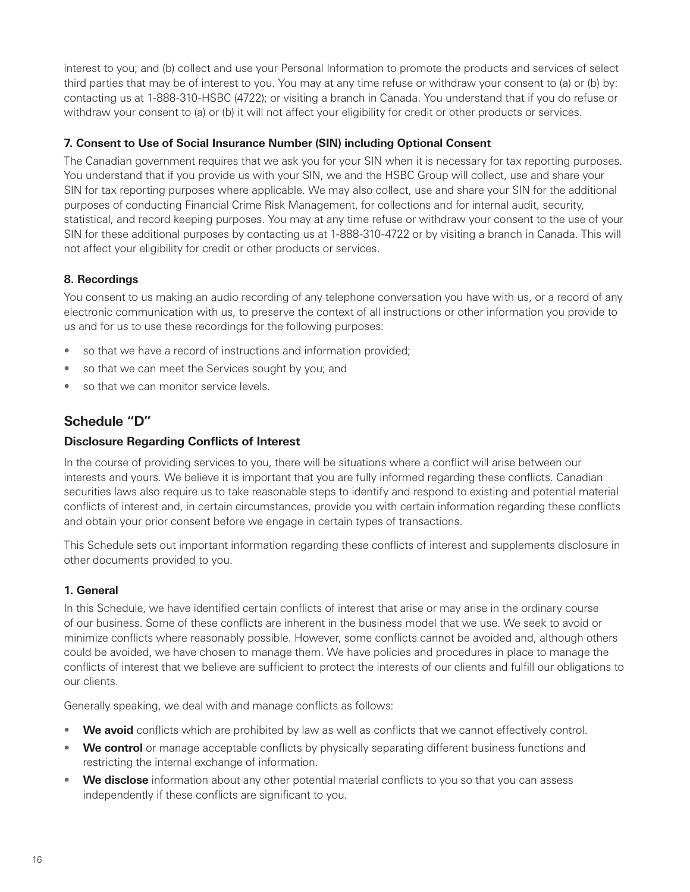interest to you; and (b) collect and use your Personal Information to promote the products and services of select third parties that may be of interest to you. You may at any time refuse or withdraw your consent to (a) or (b) by: contacting us at 1-888-310-HSBC (4722); or visiting a branch in Canada. You understand that if you do refuse or withdraw your consent to (a) or (b) it will not affect your eligibility for credit or other products or services.

### 7. Consent to Use of Social Insurance Number (SIN) including Optional Consent

The Canadian government requires that we ask you for your SIN when it is necessary for tax reporting purposes. You understand that if you provide us with your SIN, we and the HSBC Group will collect, use and share your SIN for tax reporting purposes where applicable. We may also collect, use and share your SIN for the additional purposes of conducting Financial Crime Risk Management, for collections and for internal audit, security, statistical, and record keeping purposes. You may at any time refuse or withdraw your consent to the use of your SIN for these additional purposes by contacting us at 1-888-310-4722 or by visiting a branch in Canada. This will not affect your eligibility for credit or other products or services.

### 8. Recordings

You consent to us making an audio recording of any telephone conversation you have with us, or a record of any electronic communication with us, to preserve the context of all instructions or other information you provide to us and for us to use these recordings for the following purposes:

- so that we have a record of instructions and information provided;
- so that we can meet the Services sought by you; and
- so that we can monitor service levels.

## Schedule "D"

### Disclosure Regarding Conflicts of Interest

In the course of providing services to you, there will be situations where a conflict will arise between our interests and yours. We believe it is important that you are fully informed regarding these conflicts. Canadian securities laws also require us to take reasonable steps to identify and respond to existing and potential material conflicts of interest and, in certain circumstances, provide you with certain information regarding these conflicts and obtain your prior consent before we engage in certain types of transactions.

This Schedule sets out important information regarding these conflicts of interest and supplements disclosure in other documents provided to you.

### 1. General

In this Schedule, we have identified certain conflicts of interest that arise or may arise in the ordinary course of our business. Some of these conflicts are inherent in the business model that we use. We seek to avoid or minimize conflicts where reasonably possible. However, some conflicts cannot be avoided and, although others could be avoided, we have chosen to manage them. We have policies and procedures in place to manage the conflicts of interest that we believe are sufficient to protect the interests of our clients and fulfill our obligations to our clients.

Generally speaking, we deal with and manage conflicts as follows:

- **We avoid** conflicts which are prohibited by law as well as conflicts that we cannot effectively control.
- **We control** or manage acceptable conflicts by physically separating different business functions and restricting the internal exchange of information.
- **We disclose** information about any other potential material conflicts to you so that you can assess independently if these conflicts are significant to you.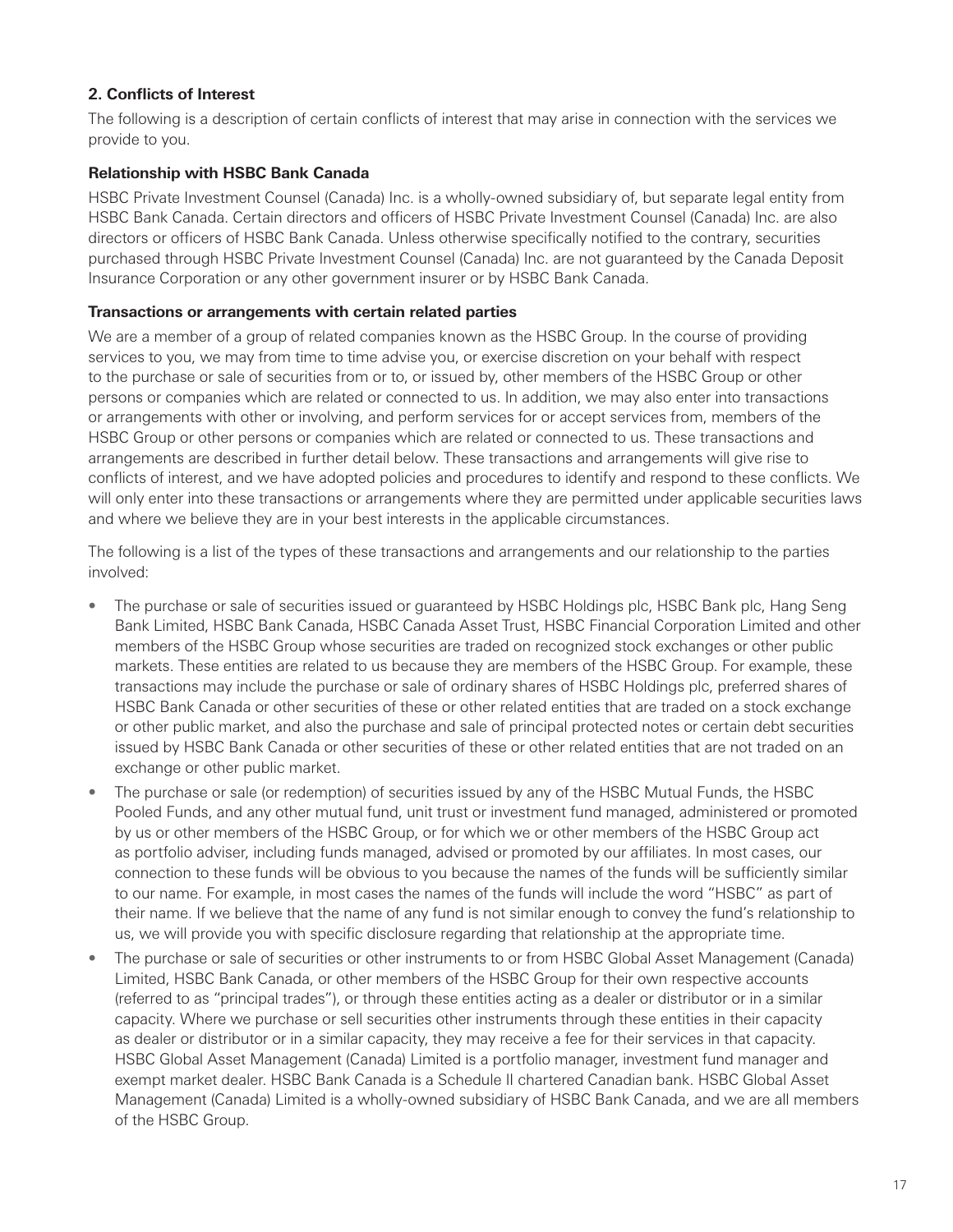## 2. Conflicts of Interest

The following is a description of certain conflicts of interest that may arise in connection with the services we provide to you.

### Relationship with HSBC Bank Canada

HSBC Private Investment Counsel (Canada) Inc. is a wholly-owned subsidiary of, but separate legal entity from HSBC Bank Canada. Certain directors and officers of HSBC Private Investment Counsel (Canada) Inc. are also directors or officers of HSBC Bank Canada. Unless otherwise specifically notified to the contrary, securities purchased through HSBC Private Investment Counsel (Canada) Inc. are not guaranteed by the Canada Deposit Insurance Corporation or any other government insurer or by HSBC Bank Canada.

### Transactions or arrangements with certain related parties

We are a member of a group of related companies known as the HSBC Group. In the course of providing services to you, we may from time to time advise you, or exercise discretion on your behalf with respect to the purchase or sale of securities from or to, or issued by, other members of the HSBC Group or other persons or companies which are related or connected to us. In addition, we may also enter into transactions or arrangements with other or involving, and perform services for or accept services from, members of the HSBC Group or other persons or companies which are related or connected to us. These transactions and arrangements are described in further detail below. These transactions and arrangements will give rise to conflicts of interest, and we have adopted policies and procedures to identify and respond to these conflicts. We will only enter into these transactions or arrangements where they are permitted under applicable securities laws and where we believe they are in your best interests in the applicable circumstances.

The following is a list of the types of these transactions and arrangements and our relationship to the parties involved:

- The purchase or sale of securities issued or guaranteed by HSBC Holdings plc, HSBC Bank plc, Hang Seng Bank Limited, HSBC Bank Canada, HSBC Canada Asset Trust, HSBC Financial Corporation Limited and other members of the HSBC Group whose securities are traded on recognized stock exchanges or other public markets. These entities are related to us because they are members of the HSBC Group. For example, these transactions may include the purchase or sale of ordinary shares of HSBC Holdings plc, preferred shares of HSBC Bank Canada or other securities of these or other related entities that are traded on a stock exchange or other public market, and also the purchase and sale of principal protected notes or certain debt securities issued by HSBC Bank Canada or other securities of these or other related entities that are not traded on an exchange or other public market.
- The purchase or sale (or redemption) of securities issued by any of the HSBC Mutual Funds, the HSBC Pooled Funds, and any other mutual fund, unit trust or investment fund managed, administered or promoted by us or other members of the HSBC Group, or for which we or other members of the HSBC Group act as portfolio adviser, including funds managed, advised or promoted by our affiliates. In most cases, our connection to these funds will be obvious to you because the names of the funds will be sufficiently similar to our name. For example, in most cases the names of the funds will include the word "HSBC" as part of their name. If we believe that the name of any fund is not similar enough to convey the fund's relationship to us, we will provide you with specific disclosure regarding that relationship at the appropriate time.
- The purchase or sale of securities or other instruments to or from HSBC Global Asset Management (Canada) Limited, HSBC Bank Canada, or other members of the HSBC Group for their own respective accounts (referred to as "principal trades"), or through these entities acting as a dealer or distributor or in a similar capacity. Where we purchase or sell securities other instruments through these entities in their capacity as dealer or distributor or in a similar capacity, they may receive a fee for their services in that capacity. HSBC Global Asset Management (Canada) Limited is a portfolio manager, investment fund manager and exempt market dealer. HSBC Bank Canada is a Schedule II chartered Canadian bank. HSBC Global Asset Management (Canada) Limited is a wholly-owned subsidiary of HSBC Bank Canada, and we are all members of the HSBC Group.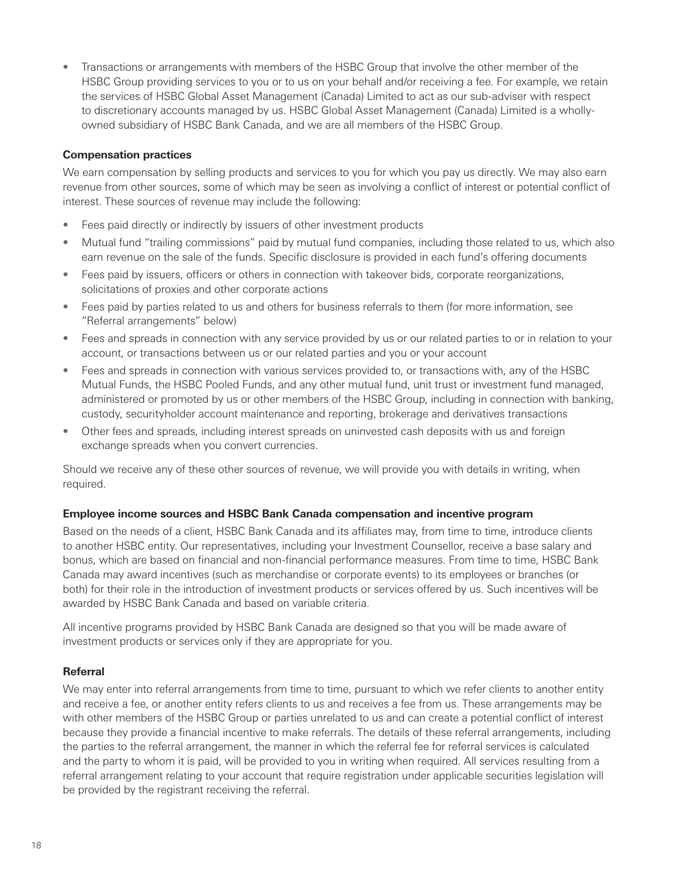- Transactions or arrangements with members of the HSBC Group that involve the other member of the HSBC Group providing services to you or to us on your behalf and/or receiving a fee. For example, we retain the services of HSBC Global Asset Management (Canada) Limited to act as our sub-adviser with respect to discretionary accounts managed by us. HSBC Global Asset Management (Canada) Limited is a wholly-owned subsidiary of HSBC Bank Canada, and we are all members of the HSBC Group.

**Compensation practices**

We earn compensation by selling products and services to you for which you pay us directly. We may also earn revenue from other sources, some of which may be seen as involving a conflict of interest or potential conflict of interest. These sources of revenue may include the following:

- Fees paid directly or indirectly by issuers of other investment products
- Mutual fund "trailing commissions" paid by mutual fund companies, including those related to us, which also earn revenue on the sale of the funds. Specific disclosure is provided in each fund's offering documents
- Fees paid by issuers, officers or others in connection with takeover bids, corporate reorganizations, solicitations of proxies and other corporate actions
- Fees paid by parties related to us and others for business referrals to them (for more information, see "Referral arrangements" below)
- Fees and spreads in connection with any service provided by us or our related parties to or in relation to your account, or transactions between us or our related parties and you or your account
- Fees and spreads in connection with various services provided to, or transactions with, any of the HSBC Mutual Funds, the HSBC Pooled Funds, and any other mutual fund, unit trust or investment fund managed, administered or promoted by us or other members of the HSBC Group, including in connection with banking, custody, securityholder account maintenance and reporting, brokerage and derivatives transactions
- Other fees and spreads, including interest spreads on uninvested cash deposits with us and foreign exchange spreads when you convert currencies.

Should we receive any of these other sources of revenue, we will provide you with details in writing, when required.

**Employee income sources and HSBC Bank Canada compensation and incentive program**

Based on the needs of a client, HSBC Bank Canada and its affiliates may, from time to time, introduce clients to another HSBC entity. Our representatives, including your Investment Counsellor, receive a base salary and bonus, which are based on financial and non-financial performance measures. From time to time, HSBC Bank Canada may award incentives (such as merchandise or corporate events) to its employees or branches (or both) for their role in the introduction of investment products or services offered by us. Such incentives will be awarded by HSBC Bank Canada and based on variable criteria.

All incentive programs provided by HSBC Bank Canada are designed so that you will be made aware of investment products or services only if they are appropriate for you.

**Referral**

We may enter into referral arrangements from time to time, pursuant to which we refer clients to another entity and receive a fee, or another entity refers clients to us and receives a fee from us. These arrangements may be with other members of the HSBC Group or parties unrelated to us and can create a potential conflict of interest because they provide a financial incentive to make referrals. The details of these referral arrangements, including the parties to the referral arrangement, the manner in which the referral fee for referral services is calculated and the party to whom it is paid, will be provided to you in writing when required. All services resulting from a referral arrangement relating to your account that require registration under applicable securities legislation will be provided by the registrant receiving the referral.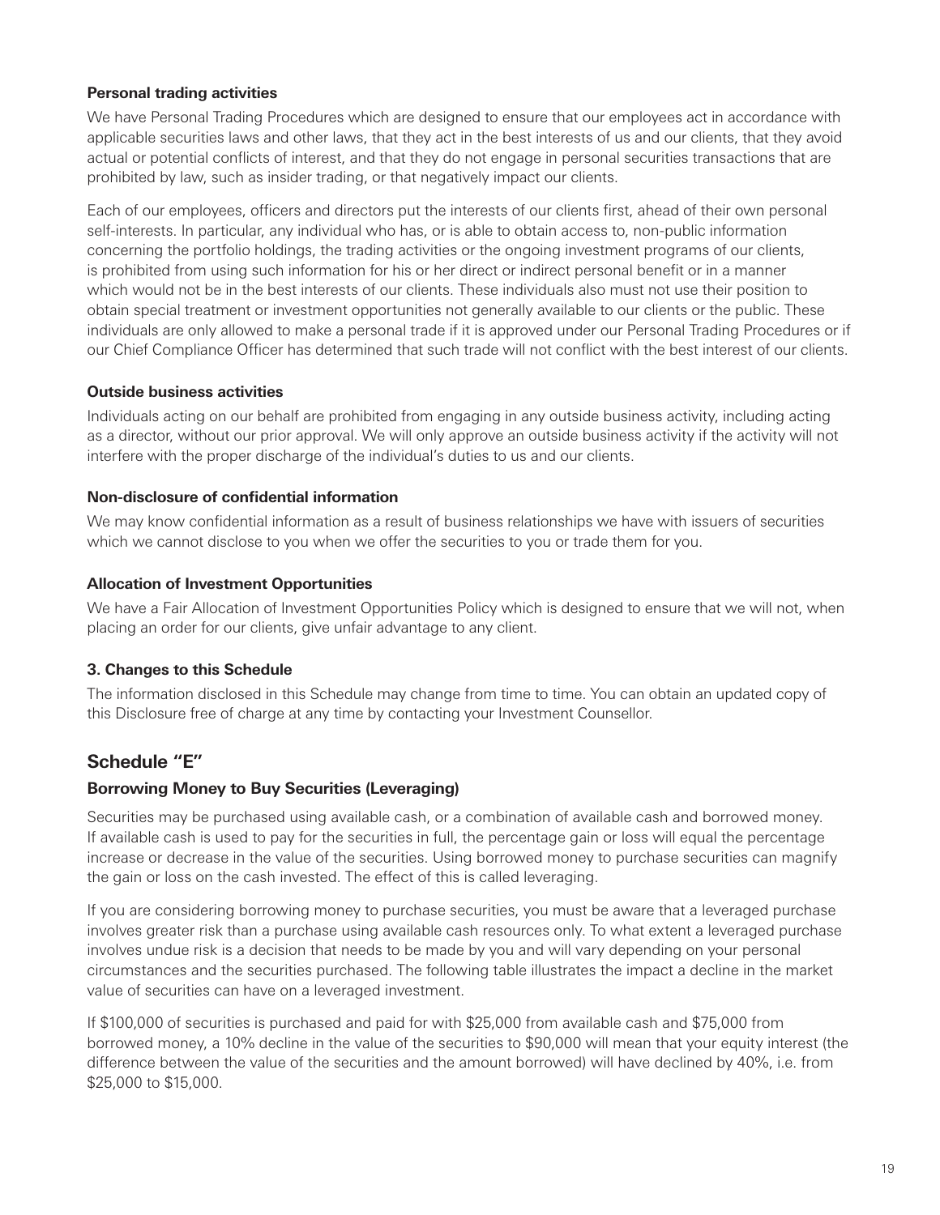**Personal trading activities**

We have Personal Trading Procedures which are designed to ensure that our employees act in accordance with applicable securities laws and other laws, that they act in the best interests of us and our clients, that they avoid actual or potential conflicts of interest, and that they do not engage in personal securities transactions that are prohibited by law, such as insider trading, or that negatively impact our clients.

Each of our employees, officers and directors put the interests of our clients first, ahead of their own personal self-interests. In particular, any individual who has, or is able to obtain access to, non-public information concerning the portfolio holdings, the trading activities or the ongoing investment programs of our clients, is prohibited from using such information for his or her direct or indirect personal benefit or in a manner which would not be in the best interests of our clients. These individuals also must not use their position to obtain special treatment or investment opportunities not generally available to our clients or the public. These individuals are only allowed to make a personal trade if it is approved under our Personal Trading Procedures or if our Chief Compliance Officer has determined that such trade will not conflict with the best interest of our clients.

**Outside business activities**

Individuals acting on our behalf are prohibited from engaging in any outside business activity, including acting as a director, without our prior approval. We will only approve an outside business activity if the activity will not interfere with the proper discharge of the individual's duties to us and our clients.

**Non-disclosure of confidential information**

We may know confidential information as a result of business relationships we have with issuers of securities which we cannot disclose to you when we offer the securities to you or trade them for you.

**Allocation of Investment Opportunities**

We have a Fair Allocation of Investment Opportunities Policy which is designed to ensure that we will not, when placing an order for our clients, give unfair advantage to any client.

### 3. Changes to this Schedule

The information disclosed in this Schedule may change from time to time. You can obtain an updated copy of this Disclosure free of charge at any time by contacting your Investment Counsellor.

## Schedule "E"

### Borrowing Money to Buy Securities (Leveraging)

Securities may be purchased using available cash, or a combination of available cash and borrowed money. If available cash is used to pay for the securities in full, the percentage gain or loss will equal the percentage increase or decrease in the value of the securities. Using borrowed money to purchase securities can magnify the gain or loss on the cash invested. The effect of this is called leveraging.

If you are considering borrowing money to purchase securities, you must be aware that a leveraged purchase involves greater risk than a purchase using available cash resources only. To what extent a leveraged purchase involves undue risk is a decision that needs to be made by you and will vary depending on your personal circumstances and the securities purchased. The following table illustrates the impact a decline in the market value of securities can have on a leveraged investment.

If $100,000 of securities is purchased and paid for with $25,000 from available cash and $75,000 from borrowed money, a 10% decline in the value of the securities to $90,000 will mean that your equity interest (the difference between the value of the securities and the amount borrowed) will have declined by 40%, i.e. from $25,000 to $15,000.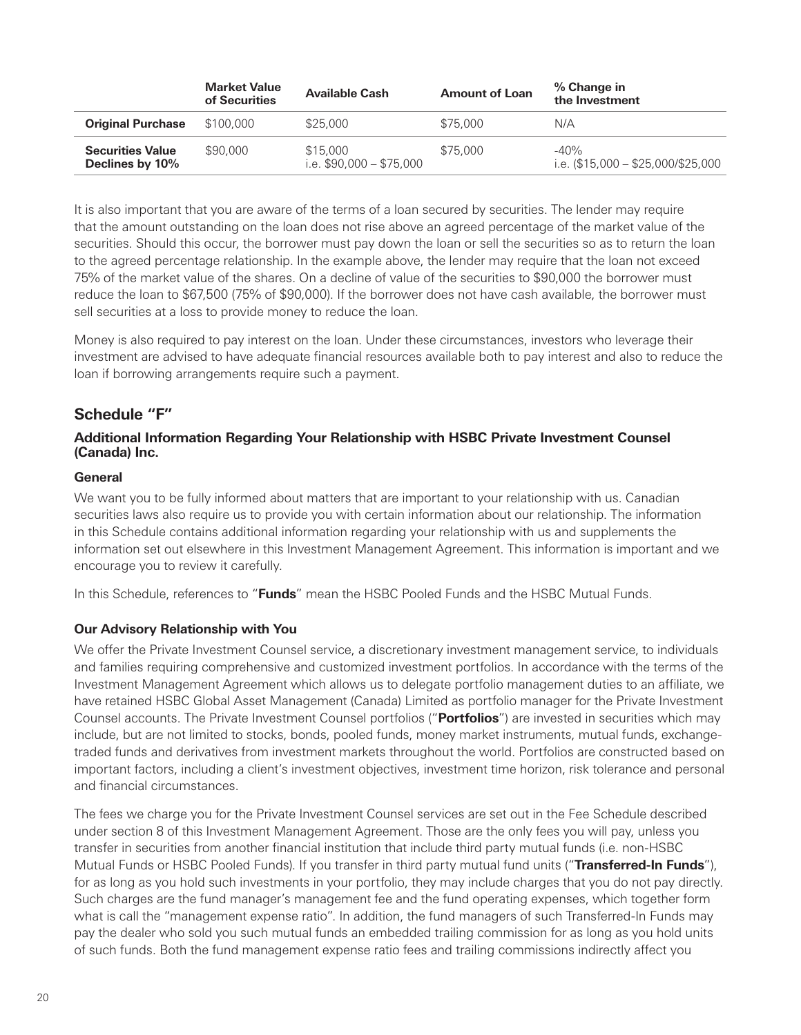| | Market Value of Securities | Available Cash | Amount of Loan | % Change in the Investment |
|---|---|---|---|---|
| **Original Purchase** | $100,000 | $25,000 | $75,000 | N/A |
| **Securities Value Declines by 10%** | $90,000 | $15,000 i.e. $90,000 – $75,000 | $75,000 | -40% i.e. ($15,000 – $25,000/$25,000 |

It is also important that you are aware of the terms of a loan secured by securities. The lender may require that the amount outstanding on the loan does not rise above an agreed percentage of the market value of the securities. Should this occur, the borrower must pay down the loan or sell the securities so as to return the loan to the agreed percentage relationship. In the example above, the lender may require that the loan not exceed 75% of the market value of the shares. On a decline of value of the securities to $90,000 the borrower must reduce the loan to $67,500 (75% of $90,000). If the borrower does not have cash available, the borrower must sell securities at a loss to provide money to reduce the loan.

Money is also required to pay interest on the loan. Under these circumstances, investors who leverage their investment are advised to have adequate financial resources available both to pay interest and also to reduce the loan if borrowing arrangements require such a payment.

## Schedule "F"

### Additional Information Regarding Your Relationship with HSBC Private Investment Counsel (Canada) Inc.

#### General

We want you to be fully informed about matters that are important to your relationship with us. Canadian securities laws also require us to provide you with certain information about our relationship. The information in this Schedule contains additional information regarding your relationship with us and supplements the information set out elsewhere in this Investment Management Agreement. This information is important and we encourage you to review it carefully.

In this Schedule, references to "**Funds**" mean the HSBC Pooled Funds and the HSBC Mutual Funds.

#### Our Advisory Relationship with You

We offer the Private Investment Counsel service, a discretionary investment management service, to individuals and families requiring comprehensive and customized investment portfolios. In accordance with the terms of the Investment Management Agreement which allows us to delegate portfolio management duties to an affiliate, we have retained HSBC Global Asset Management (Canada) Limited as portfolio manager for the Private Investment Counsel accounts. The Private Investment Counsel portfolios ("**Portfolios**") are invested in securities which may include, but are not limited to stocks, bonds, pooled funds, money market instruments, mutual funds, exchange-traded funds and derivatives from investment markets throughout the world. Portfolios are constructed based on important factors, including a client's investment objectives, investment time horizon, risk tolerance and personal and financial circumstances.

The fees we charge you for the Private Investment Counsel services are set out in the Fee Schedule described under section 8 of this Investment Management Agreement. Those are the only fees you will pay, unless you transfer in securities from another financial institution that include third party mutual funds (i.e. non-HSBC Mutual Funds or HSBC Pooled Funds). If you transfer in third party mutual fund units ("**Transferred-In Funds**"), for as long as you hold such investments in your portfolio, they may include charges that you do not pay directly. Such charges are the fund manager's management fee and the fund operating expenses, which together form what is call the "management expense ratio". In addition, the fund managers of such Transferred-In Funds may pay the dealer who sold you such mutual funds an embedded trailing commission for as long as you hold units of such funds. Both the fund management expense ratio fees and trailing commissions indirectly affect you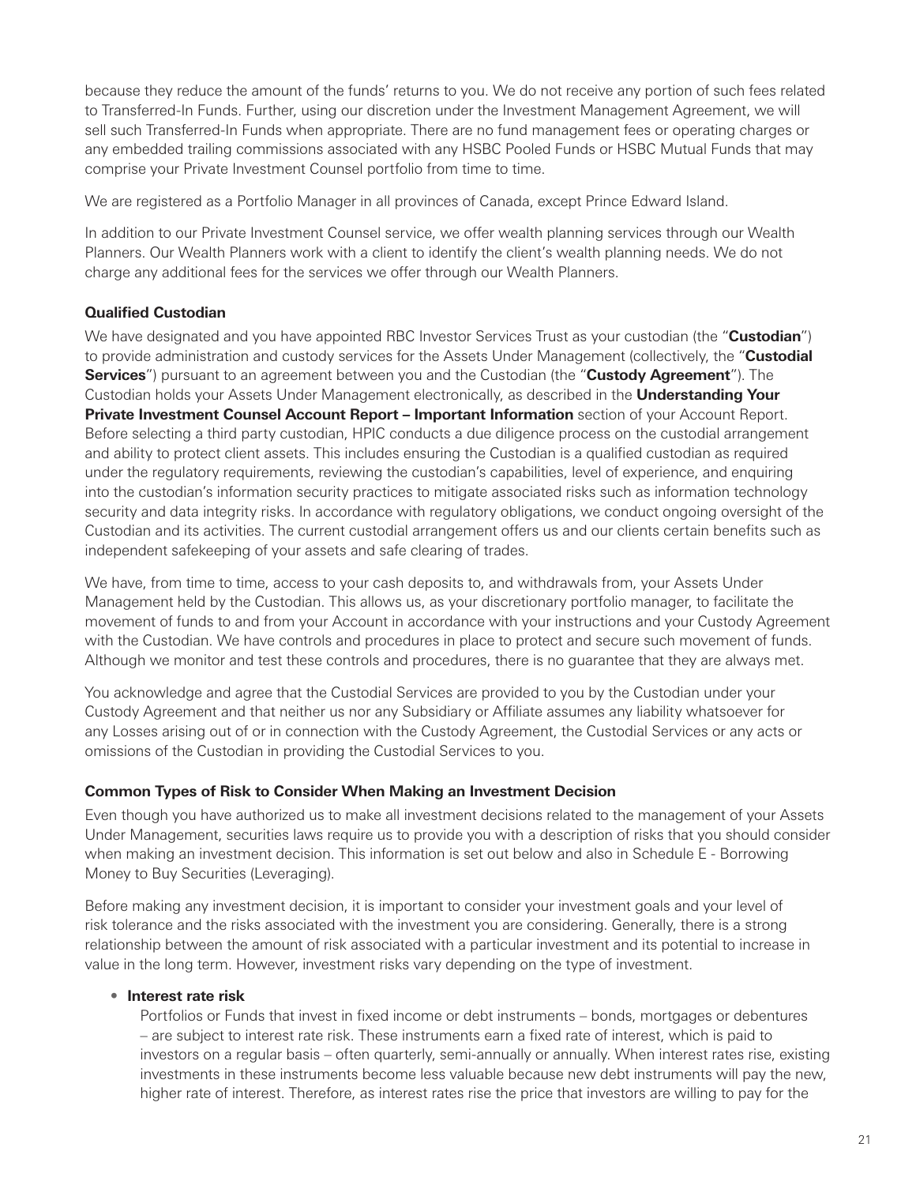because they reduce the amount of the funds' returns to you. We do not receive any portion of such fees related to Transferred-In Funds. Further, using our discretion under the Investment Management Agreement, we will sell such Transferred-In Funds when appropriate. There are no fund management fees or operating charges or any embedded trailing commissions associated with any HSBC Pooled Funds or HSBC Mutual Funds that may comprise your Private Investment Counsel portfolio from time to time.

We are registered as a Portfolio Manager in all provinces of Canada, except Prince Edward Island.

In addition to our Private Investment Counsel service, we offer wealth planning services through our Wealth Planners. Our Wealth Planners work with a client to identify the client's wealth planning needs. We do not charge any additional fees for the services we offer through our Wealth Planners.

**Qualified Custodian**

We have designated and you have appointed RBC Investor Services Trust as your custodian (the "**Custodian**") to provide administration and custody services for the Assets Under Management (collectively, the "**Custodial Services**") pursuant to an agreement between you and the Custodian (the "**Custody Agreement**"). The Custodian holds your Assets Under Management electronically, as described in the **Understanding Your Private Investment Counsel Account Report – Important Information** section of your Account Report. Before selecting a third party custodian, HPIC conducts a due diligence process on the custodial arrangement and ability to protect client assets. This includes ensuring the Custodian is a qualified custodian as required under the regulatory requirements, reviewing the custodian's capabilities, level of experience, and enquiring into the custodian's information security practices to mitigate associated risks such as information technology security and data integrity risks. In accordance with regulatory obligations, we conduct ongoing oversight of the Custodian and its activities. The current custodial arrangement offers us and our clients certain benefits such as independent safekeeping of your assets and safe clearing of trades.

We have, from time to time, access to your cash deposits to, and withdrawals from, your Assets Under Management held by the Custodian. This allows us, as your discretionary portfolio manager, to facilitate the movement of funds to and from your Account in accordance with your instructions and your Custody Agreement with the Custodian. We have controls and procedures in place to protect and secure such movement of funds. Although we monitor and test these controls and procedures, there is no guarantee that they are always met.

You acknowledge and agree that the Custodial Services are provided to you by the Custodian under your Custody Agreement and that neither us nor any Subsidiary or Affiliate assumes any liability whatsoever for any Losses arising out of or in connection with the Custody Agreement, the Custodial Services or any acts or omissions of the Custodian in providing the Custodial Services to you.

**Common Types of Risk to Consider When Making an Investment Decision**

Even though you have authorized us to make all investment decisions related to the management of your Assets Under Management, securities laws require us to provide you with a description of risks that you should consider when making an investment decision. This information is set out below and also in Schedule E - Borrowing Money to Buy Securities (Leveraging).

Before making any investment decision, it is important to consider your investment goals and your level of risk tolerance and the risks associated with the investment you are considering. Generally, there is a strong relationship between the amount of risk associated with a particular investment and its potential to increase in value in the long term. However, investment risks vary depending on the type of investment.

- **Interest rate risk**

  Portfolios or Funds that invest in fixed income or debt instruments – bonds, mortgages or debentures – are subject to interest rate risk. These instruments earn a fixed rate of interest, which is paid to investors on a regular basis – often quarterly, semi-annually or annually. When interest rates rise, existing investments in these instruments become less valuable because new debt instruments will pay the new, higher rate of interest. Therefore, as interest rates rise the price that investors are willing to pay for the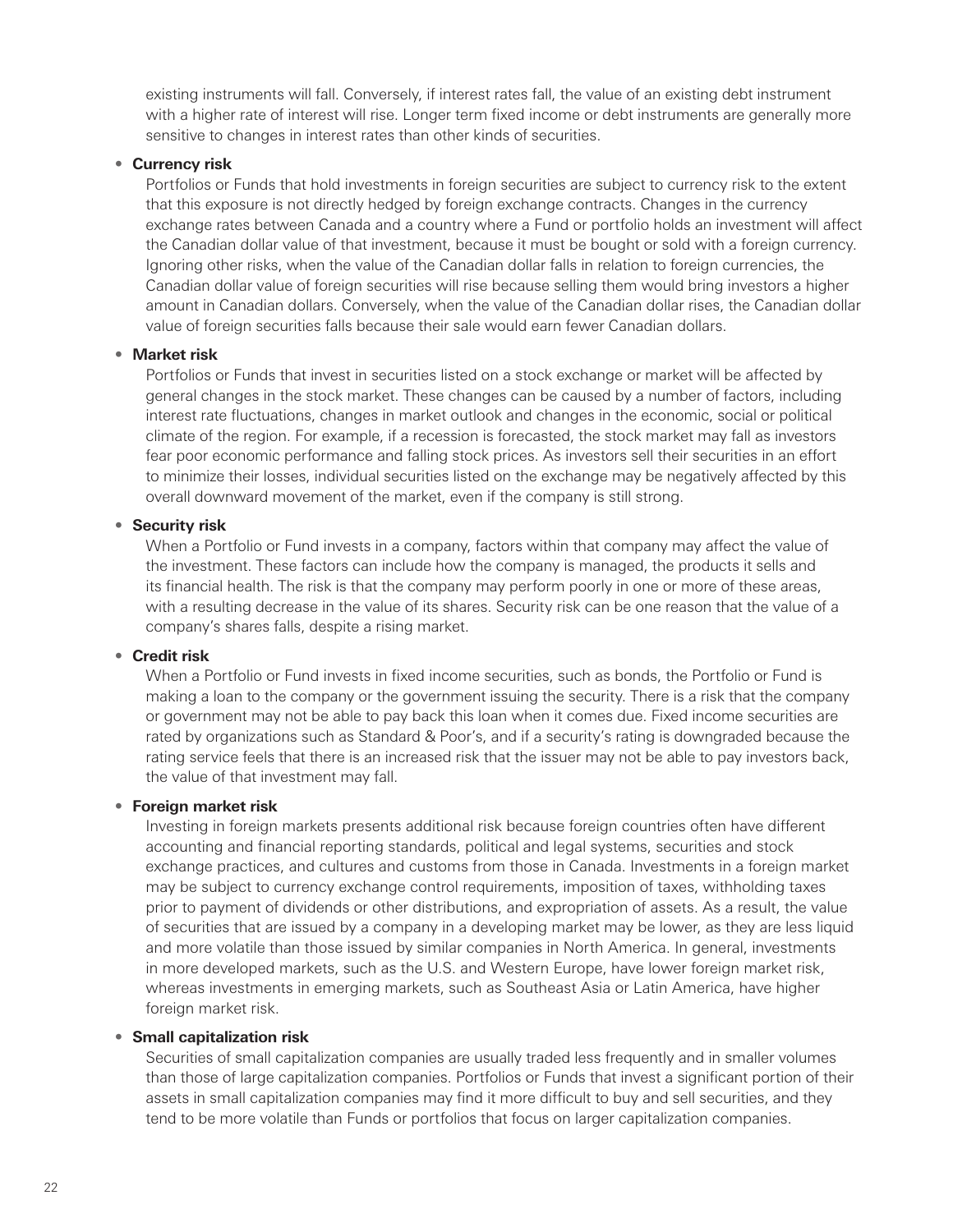existing instruments will fall. Conversely, if interest rates fall, the value of an existing debt instrument with a higher rate of interest will rise. Longer term fixed income or debt instruments are generally more sensitive to changes in interest rates than other kinds of securities.

- **Currency risk**
  Portfolios or Funds that hold investments in foreign securities are subject to currency risk to the extent that this exposure is not directly hedged by foreign exchange contracts. Changes in the currency exchange rates between Canada and a country where a Fund or portfolio holds an investment will affect the Canadian dollar value of that investment, because it must be bought or sold with a foreign currency. Ignoring other risks, when the value of the Canadian dollar falls in relation to foreign currencies, the Canadian dollar value of foreign securities will rise because selling them would bring investors a higher amount in Canadian dollars. Conversely, when the value of the Canadian dollar rises, the Canadian dollar value of foreign securities falls because their sale would earn fewer Canadian dollars.

- **Market risk**
  Portfolios or Funds that invest in securities listed on a stock exchange or market will be affected by general changes in the stock market. These changes can be caused by a number of factors, including interest rate fluctuations, changes in market outlook and changes in the economic, social or political climate of the region. For example, if a recession is forecasted, the stock market may fall as investors fear poor economic performance and falling stock prices. As investors sell their securities in an effort to minimize their losses, individual securities listed on the exchange may be negatively affected by this overall downward movement of the market, even if the company is still strong.

- **Security risk**
  When a Portfolio or Fund invests in a company, factors within that company may affect the value of the investment. These factors can include how the company is managed, the products it sells and its financial health. The risk is that the company may perform poorly in one or more of these areas, with a resulting decrease in the value of its shares. Security risk can be one reason that the value of a company's shares falls, despite a rising market.

- **Credit risk**
  When a Portfolio or Fund invests in fixed income securities, such as bonds, the Portfolio or Fund is making a loan to the company or the government issuing the security. There is a risk that the company or government may not be able to pay back this loan when it comes due. Fixed income securities are rated by organizations such as Standard & Poor's, and if a security's rating is downgraded because the rating service feels that there is an increased risk that the issuer may not be able to pay investors back, the value of that investment may fall.

- **Foreign market risk**
  Investing in foreign markets presents additional risk because foreign countries often have different accounting and financial reporting standards, political and legal systems, securities and stock exchange practices, and cultures and customs from those in Canada. Investments in a foreign market may be subject to currency exchange control requirements, imposition of taxes, withholding taxes prior to payment of dividends or other distributions, and expropriation of assets. As a result, the value of securities that are issued by a company in a developing market may be lower, as they are less liquid and more volatile than those issued by similar companies in North America. In general, investments in more developed markets, such as the U.S. and Western Europe, have lower foreign market risk, whereas investments in emerging markets, such as Southeast Asia or Latin America, have higher foreign market risk.

- **Small capitalization risk**
  Securities of small capitalization companies are usually traded less frequently and in smaller volumes than those of large capitalization companies. Portfolios or Funds that invest a significant portion of their assets in small capitalization companies may find it more difficult to buy and sell securities, and they tend to be more volatile than Funds or portfolios that focus on larger capitalization companies.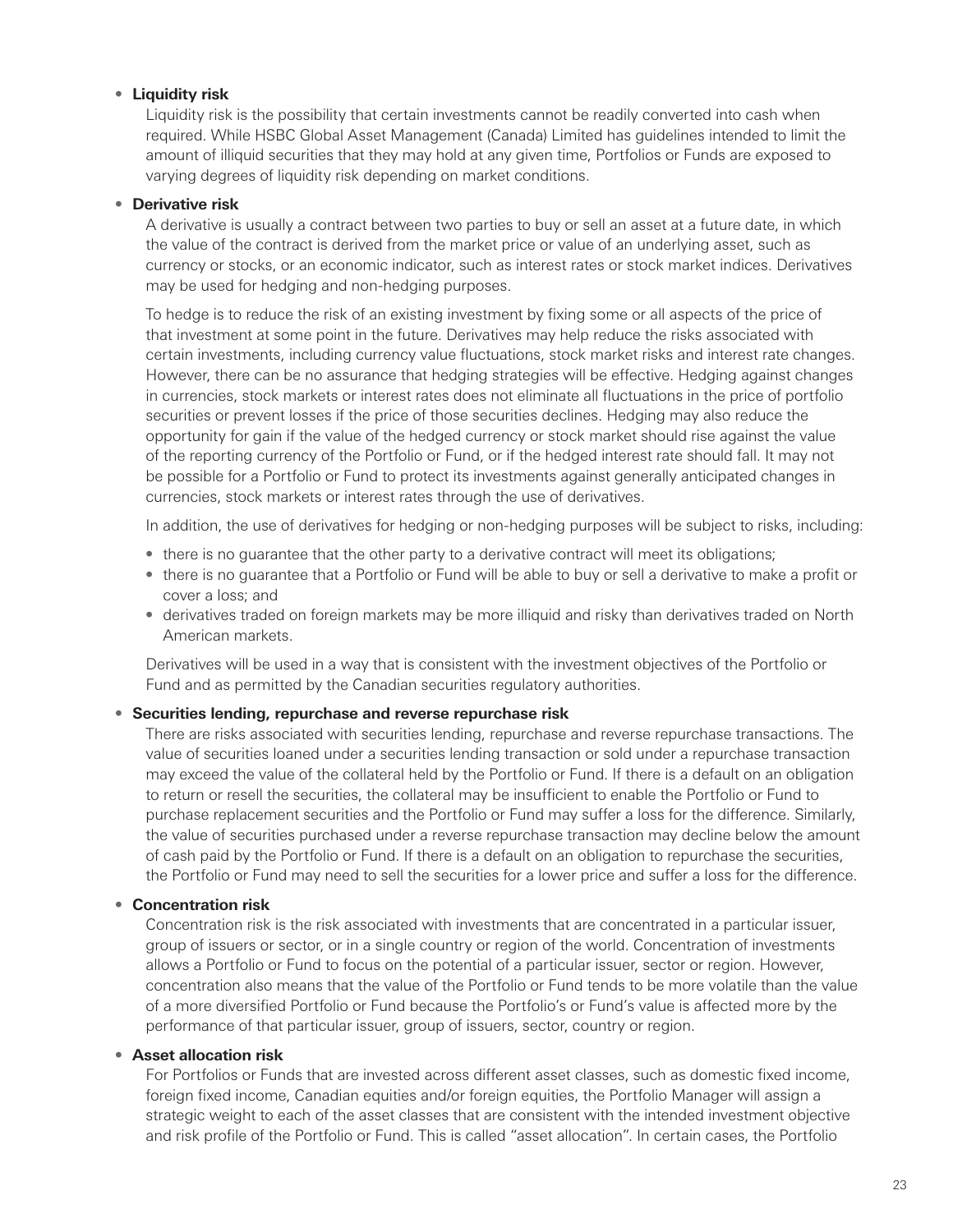- **Liquidity risk**

  Liquidity risk is the possibility that certain investments cannot be readily converted into cash when required. While HSBC Global Asset Management (Canada) Limited has guidelines intended to limit the amount of illiquid securities that they may hold at any given time, Portfolios or Funds are exposed to varying degrees of liquidity risk depending on market conditions.

- **Derivative risk**

  A derivative is usually a contract between two parties to buy or sell an asset at a future date, in which the value of the contract is derived from the market price or value of an underlying asset, such as currency or stocks, or an economic indicator, such as interest rates or stock market indices. Derivatives may be used for hedging and non-hedging purposes.

  To hedge is to reduce the risk of an existing investment by fixing some or all aspects of the price of that investment at some point in the future. Derivatives may help reduce the risks associated with certain investments, including currency value fluctuations, stock market risks and interest rate changes. However, there can be no assurance that hedging strategies will be effective. Hedging against changes in currencies, stock markets or interest rates does not eliminate all fluctuations in the price of portfolio securities or prevent losses if the price of those securities declines. Hedging may also reduce the opportunity for gain if the value of the hedged currency or stock market should rise against the value of the reporting currency of the Portfolio or Fund, or if the hedged interest rate should fall. It may not be possible for a Portfolio or Fund to protect its investments against generally anticipated changes in currencies, stock markets or interest rates through the use of derivatives.

  In addition, the use of derivatives for hedging or non-hedging purposes will be subject to risks, including:

  - there is no guarantee that the other party to a derivative contract will meet its obligations;
  - there is no guarantee that a Portfolio or Fund will be able to buy or sell a derivative to make a profit or cover a loss; and
  - derivatives traded on foreign markets may be more illiquid and risky than derivatives traded on North American markets.

  Derivatives will be used in a way that is consistent with the investment objectives of the Portfolio or Fund and as permitted by the Canadian securities regulatory authorities.

- **Securities lending, repurchase and reverse repurchase risk**

  There are risks associated with securities lending, repurchase and reverse repurchase transactions. The value of securities loaned under a securities lending transaction or sold under a repurchase transaction may exceed the value of the collateral held by the Portfolio or Fund. If there is a default on an obligation to return or resell the securities, the collateral may be insufficient to enable the Portfolio or Fund to purchase replacement securities and the Portfolio or Fund may suffer a loss for the difference. Similarly, the value of securities purchased under a reverse repurchase transaction may decline below the amount of cash paid by the Portfolio or Fund. If there is a default on an obligation to repurchase the securities, the Portfolio or Fund may need to sell the securities for a lower price and suffer a loss for the difference.

- **Concentration risk**

  Concentration risk is the risk associated with investments that are concentrated in a particular issuer, group of issuers or sector, or in a single country or region of the world. Concentration of investments allows a Portfolio or Fund to focus on the potential of a particular issuer, sector or region. However, concentration also means that the value of the Portfolio or Fund tends to be more volatile than the value of a more diversified Portfolio or Fund because the Portfolio's or Fund's value is affected more by the performance of that particular issuer, group of issuers, sector, country or region.

- **Asset allocation risk**

  For Portfolios or Funds that are invested across different asset classes, such as domestic fixed income, foreign fixed income, Canadian equities and/or foreign equities, the Portfolio Manager will assign a strategic weight to each of the asset classes that are consistent with the intended investment objective and risk profile of the Portfolio or Fund. This is called "asset allocation". In certain cases, the Portfolio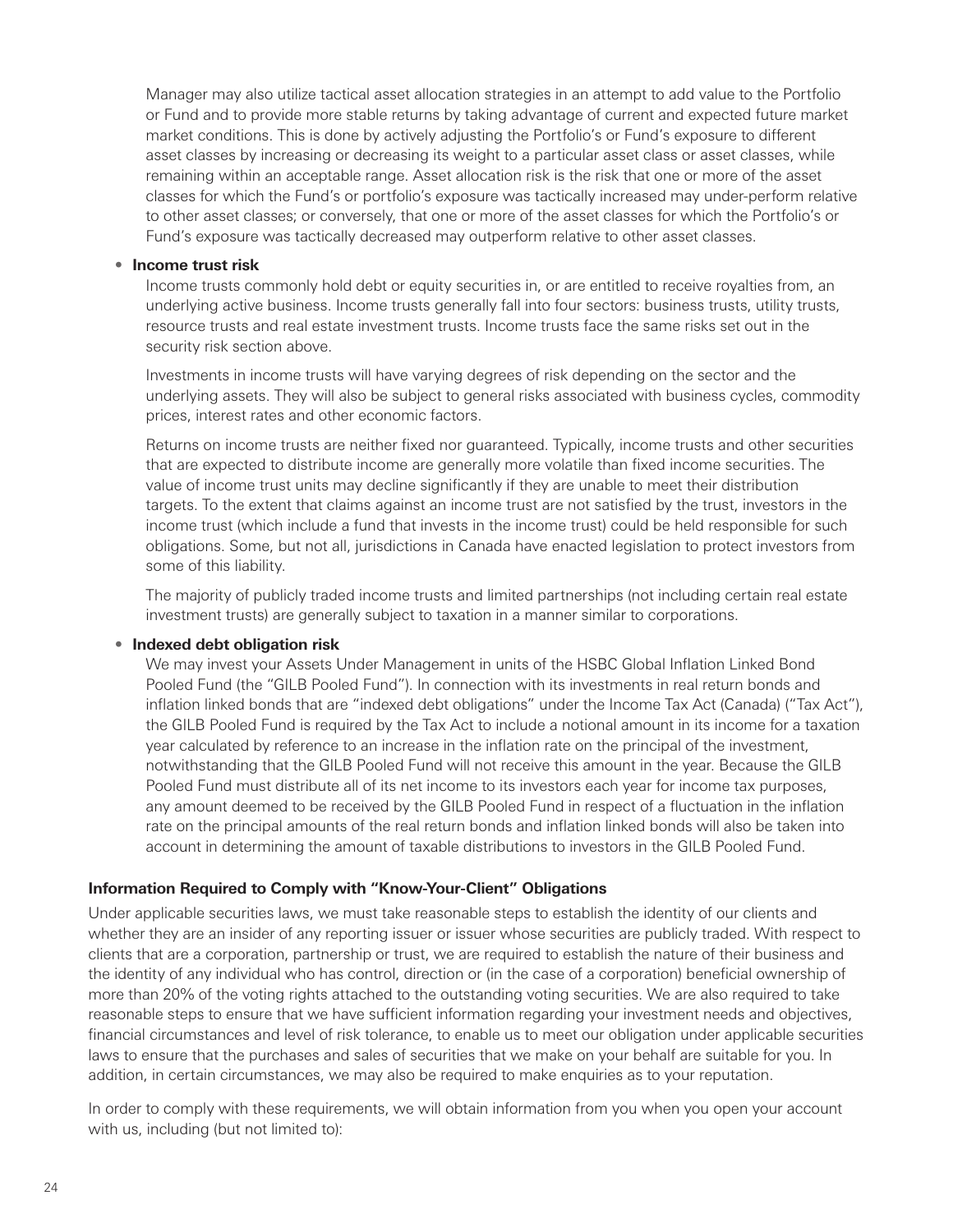Manager may also utilize tactical asset allocation strategies in an attempt to add value to the Portfolio or Fund and to provide more stable returns by taking advantage of current and expected future market market conditions. This is done by actively adjusting the Portfolio's or Fund's exposure to different asset classes by increasing or decreasing its weight to a particular asset class or asset classes, while remaining within an acceptable range. Asset allocation risk is the risk that one or more of the asset classes for which the Fund's or portfolio's exposure was tactically increased may under-perform relative to other asset classes; or conversely, that one or more of the asset classes for which the Portfolio's or Fund's exposure was tactically decreased may outperform relative to other asset classes.

- **Income trust risk**

  Income trusts commonly hold debt or equity securities in, or are entitled to receive royalties from, an underlying active business. Income trusts generally fall into four sectors: business trusts, utility trusts, resource trusts and real estate investment trusts. Income trusts face the same risks set out in the security risk section above.

  Investments in income trusts will have varying degrees of risk depending on the sector and the underlying assets. They will also be subject to general risks associated with business cycles, commodity prices, interest rates and other economic factors.

  Returns on income trusts are neither fixed nor guaranteed. Typically, income trusts and other securities that are expected to distribute income are generally more volatile than fixed income securities. The value of income trust units may decline significantly if they are unable to meet their distribution targets. To the extent that claims against an income trust are not satisfied by the trust, investors in the income trust (which include a fund that invests in the income trust) could be held responsible for such obligations. Some, but not all, jurisdictions in Canada have enacted legislation to protect investors from some of this liability.

  The majority of publicly traded income trusts and limited partnerships (not including certain real estate investment trusts) are generally subject to taxation in a manner similar to corporations.

- **Indexed debt obligation risk**

  We may invest your Assets Under Management in units of the HSBC Global Inflation Linked Bond Pooled Fund (the "GILB Pooled Fund"). In connection with its investments in real return bonds and inflation linked bonds that are "indexed debt obligations" under the Income Tax Act (Canada) ("Tax Act"), the GILB Pooled Fund is required by the Tax Act to include a notional amount in its income for a taxation year calculated by reference to an increase in the inflation rate on the principal of the investment, notwithstanding that the GILB Pooled Fund will not receive this amount in the year. Because the GILB Pooled Fund must distribute all of its net income to its investors each year for income tax purposes, any amount deemed to be received by the GILB Pooled Fund in respect of a fluctuation in the inflation rate on the principal amounts of the real return bonds and inflation linked bonds will also be taken into account in determining the amount of taxable distributions to investors in the GILB Pooled Fund.

### Information Required to Comply with "Know-Your-Client" Obligations

Under applicable securities laws, we must take reasonable steps to establish the identity of our clients and whether they are an insider of any reporting issuer or issuer whose securities are publicly traded. With respect to clients that are a corporation, partnership or trust, we are required to establish the nature of their business and the identity of any individual who has control, direction or (in the case of a corporation) beneficial ownership of more than 20% of the voting rights attached to the outstanding voting securities. We are also required to take reasonable steps to ensure that we have sufficient information regarding your investment needs and objectives, financial circumstances and level of risk tolerance, to enable us to meet our obligation under applicable securities laws to ensure that the purchases and sales of securities that we make on your behalf are suitable for you. In addition, in certain circumstances, we may also be required to make enquiries as to your reputation.

In order to comply with these requirements, we will obtain information from you when you open your account with us, including (but not limited to):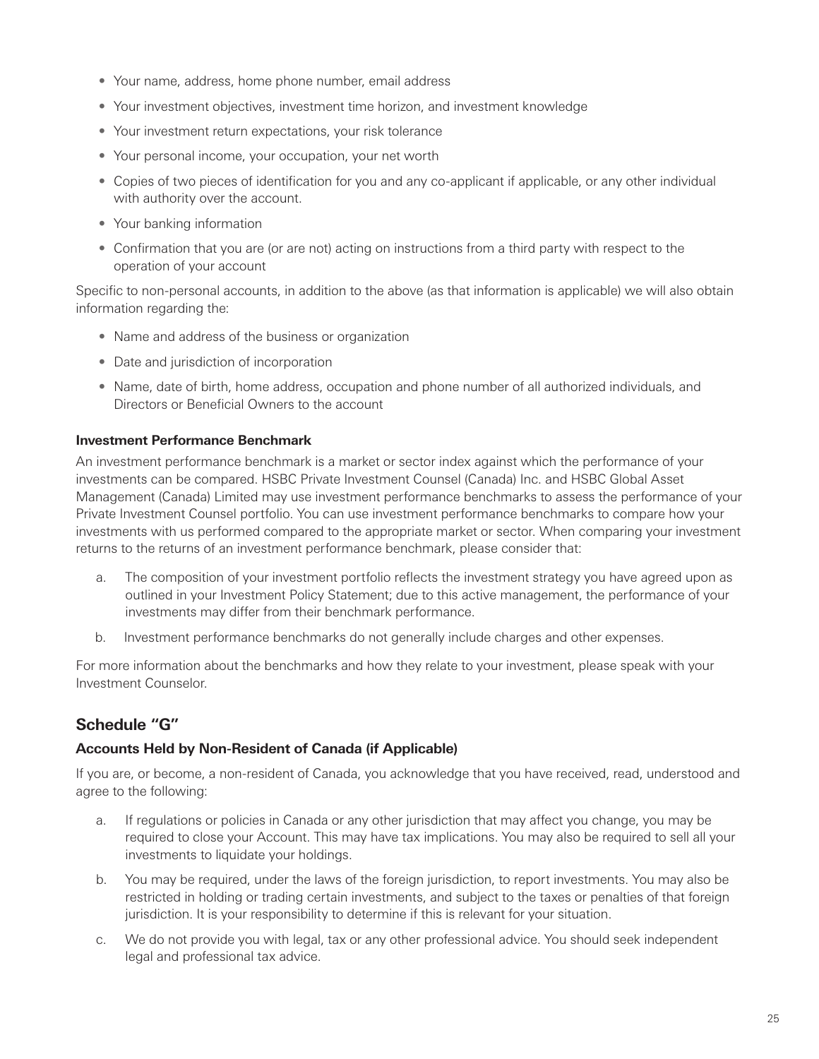- Your name, address, home phone number, email address
- Your investment objectives, investment time horizon, and investment knowledge
- Your investment return expectations, your risk tolerance
- Your personal income, your occupation, your net worth
- Copies of two pieces of identification for you and any co-applicant if applicable, or any other individual with authority over the account.
- Your banking information
- Confirmation that you are (or are not) acting on instructions from a third party with respect to the operation of your account

Specific to non-personal accounts, in addition to the above (as that information is applicable) we will also obtain information regarding the:

- Name and address of the business or organization
- Date and jurisdiction of incorporation
- Name, date of birth, home address, occupation and phone number of all authorized individuals, and Directors or Beneficial Owners to the account

**Investment Performance Benchmark**

An investment performance benchmark is a market or sector index against which the performance of your investments can be compared. HSBC Private Investment Counsel (Canada) Inc. and HSBC Global Asset Management (Canada) Limited may use investment performance benchmarks to assess the performance of your Private Investment Counsel portfolio. You can use investment performance benchmarks to compare how your investments with us performed compared to the appropriate market or sector. When comparing your investment returns to the returns of an investment performance benchmark, please consider that:

a. The composition of your investment portfolio reflects the investment strategy you have agreed upon as outlined in your Investment Policy Statement; due to this active management, the performance of your investments may differ from their benchmark performance.

b. Investment performance benchmarks do not generally include charges and other expenses.

For more information about the benchmarks and how they relate to your investment, please speak with your Investment Counselor.

## Schedule "G"

### Accounts Held by Non-Resident of Canada (if Applicable)

If you are, or become, a non-resident of Canada, you acknowledge that you have received, read, understood and agree to the following:

a. If regulations or policies in Canada or any other jurisdiction that may affect you change, you may be required to close your Account. This may have tax implications. You may also be required to sell all your investments to liquidate your holdings.

b. You may be required, under the laws of the foreign jurisdiction, to report investments. You may also be restricted in holding or trading certain investments, and subject to the taxes or penalties of that foreign jurisdiction. It is your responsibility to determine if this is relevant for your situation.

c. We do not provide you with legal, tax or any other professional advice. You should seek independent legal and professional tax advice.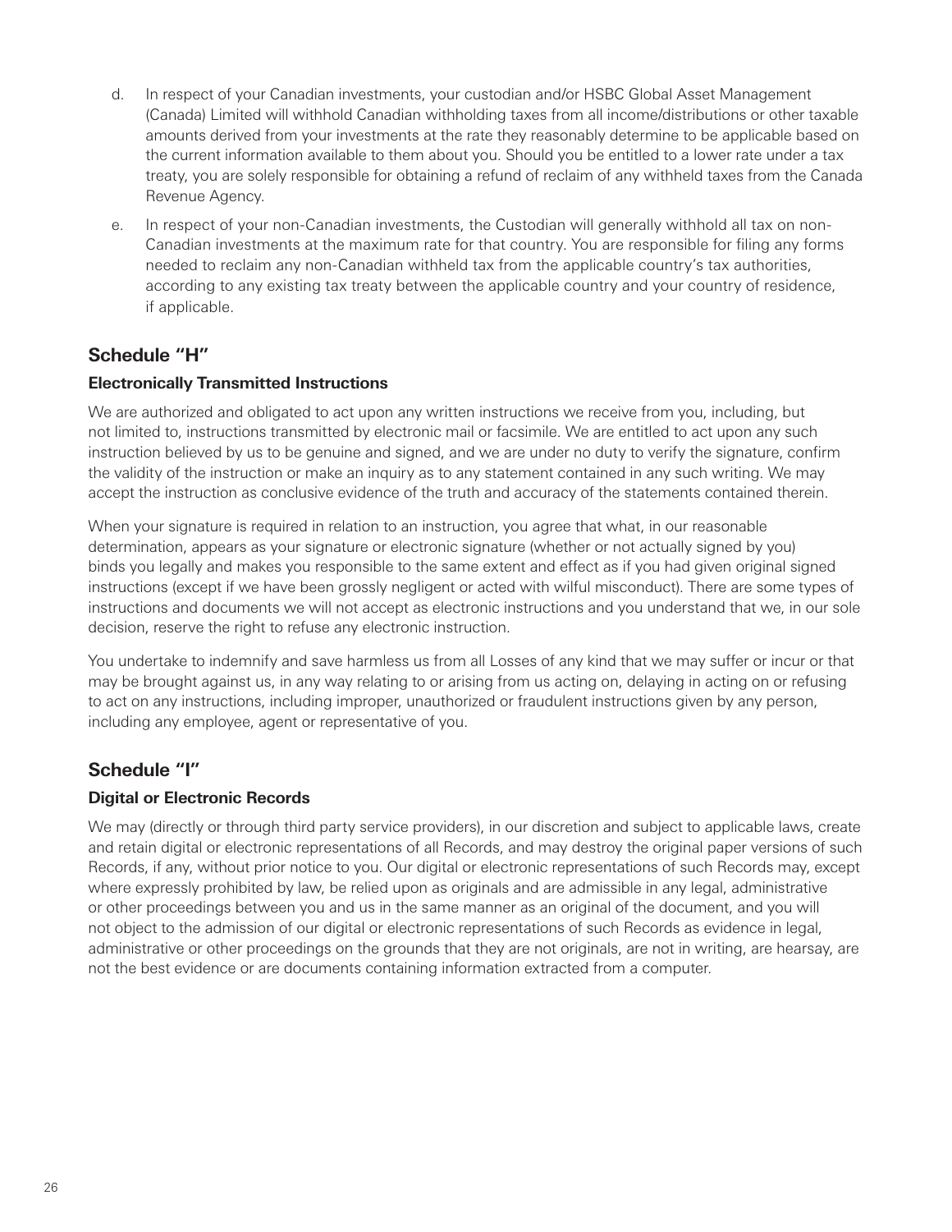d. In respect of your Canadian investments, your custodian and/or HSBC Global Asset Management (Canada) Limited will withhold Canadian withholding taxes from all income/distributions or other taxable amounts derived from your investments at the rate they reasonably determine to be applicable based on the current information available to them about you. Should you be entitled to a lower rate under a tax treaty, you are solely responsible for obtaining a refund of reclaim of any withheld taxes from the Canada Revenue Agency.

e. In respect of your non-Canadian investments, the Custodian will generally withhold all tax on non-Canadian investments at the maximum rate for that country. You are responsible for filing any forms needed to reclaim any non-Canadian withheld tax from the applicable country's tax authorities, according to any existing tax treaty between the applicable country and your country of residence, if applicable.

## Schedule "H"

### Electronically Transmitted Instructions

We are authorized and obligated to act upon any written instructions we receive from you, including, but not limited to, instructions transmitted by electronic mail or facsimile. We are entitled to act upon any such instruction believed by us to be genuine and signed, and we are under no duty to verify the signature, confirm the validity of the instruction or make an inquiry as to any statement contained in any such writing. We may accept the instruction as conclusive evidence of the truth and accuracy of the statements contained therein.

When your signature is required in relation to an instruction, you agree that what, in our reasonable determination, appears as your signature or electronic signature (whether or not actually signed by you) binds you legally and makes you responsible to the same extent and effect as if you had given original signed instructions (except if we have been grossly negligent or acted with wilful misconduct). There are some types of instructions and documents we will not accept as electronic instructions and you understand that we, in our sole decision, reserve the right to refuse any electronic instruction.

You undertake to indemnify and save harmless us from all Losses of any kind that we may suffer or incur or that may be brought against us, in any way relating to or arising from us acting on, delaying in acting on or refusing to act on any instructions, including improper, unauthorized or fraudulent instructions given by any person, including any employee, agent or representative of you.

## Schedule "I"

### Digital or Electronic Records

We may (directly or through third party service providers), in our discretion and subject to applicable laws, create and retain digital or electronic representations of all Records, and may destroy the original paper versions of such Records, if any, without prior notice to you. Our digital or electronic representations of such Records may, except where expressly prohibited by law, be relied upon as originals and are admissible in any legal, administrative or other proceedings between you and us in the same manner as an original of the document, and you will not object to the admission of our digital or electronic representations of such Records as evidence in legal, administrative or other proceedings on the grounds that they are not originals, are not in writing, are hearsay, are not the best evidence or are documents containing information extracted from a computer.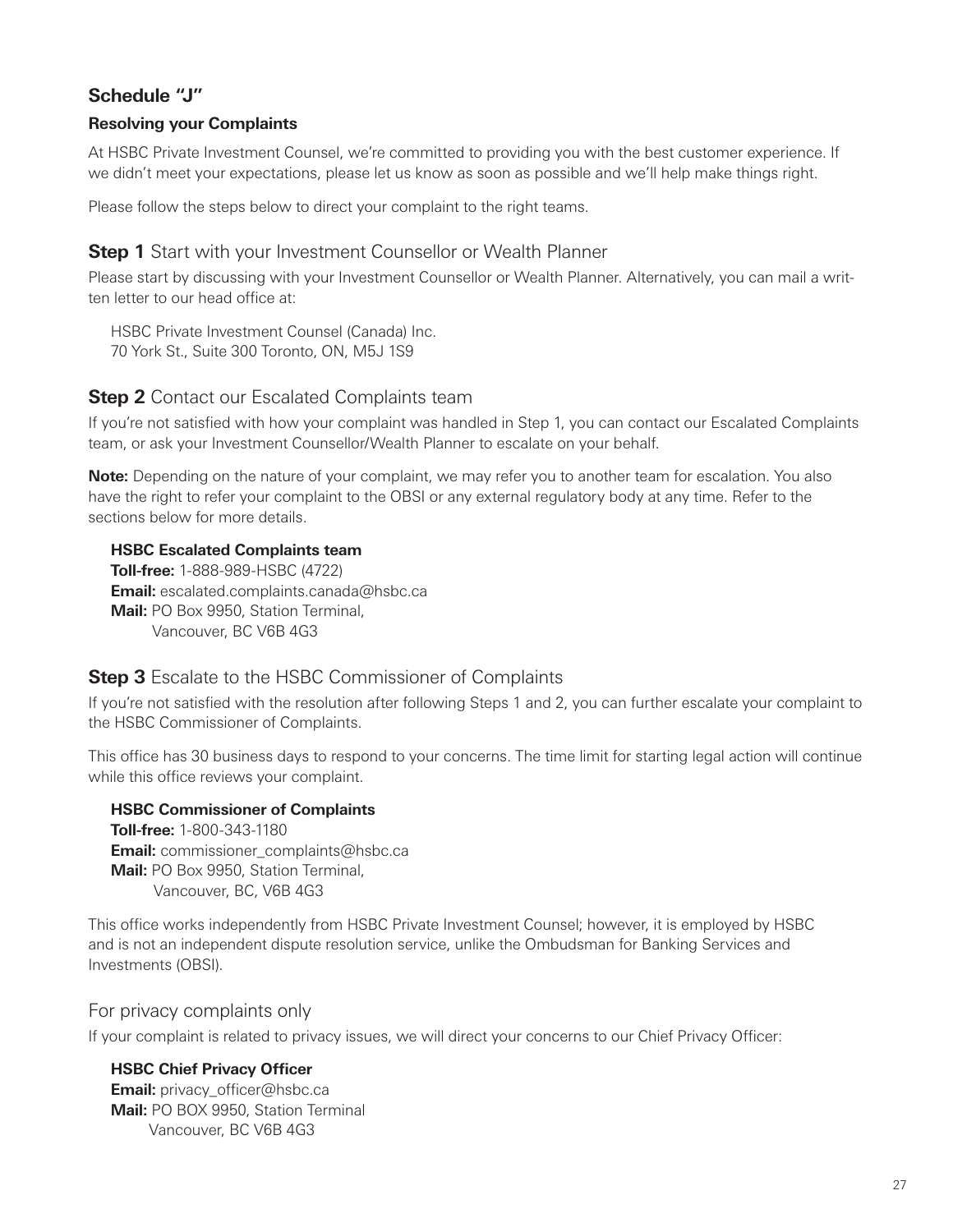## Schedule "J"

### Resolving your Complaints

At HSBC Private Investment Counsel, we're committed to providing you with the best customer experience. If we didn't meet your expectations, please let us know as soon as possible and we'll help make things right.

Please follow the steps below to direct your complaint to the right teams.

### **Step 1** Start with your Investment Counsellor or Wealth Planner

Please start by discussing with your Investment Counsellor or Wealth Planner. Alternatively, you can mail a written letter to our head office at:

HSBC Private Investment Counsel (Canada) Inc.
70 York St., Suite 300 Toronto, ON, M5J 1S9

### **Step 2** Contact our Escalated Complaints team

If you're not satisfied with how your complaint was handled in Step 1, you can contact our Escalated Complaints team, or ask your Investment Counsellor/Wealth Planner to escalate on your behalf.

**Note:** Depending on the nature of your complaint, we may refer you to another team for escalation. You also have the right to refer your complaint to the OBSI or any external regulatory body at any time. Refer to the sections below for more details.

**HSBC Escalated Complaints team**
**Toll-free:** 1-888-989-HSBC (4722)
**Email:** escalated.complaints.canada@hsbc.ca
**Mail:** PO Box 9950, Station Terminal,
Vancouver, BC V6B 4G3

### **Step 3** Escalate to the HSBC Commissioner of Complaints

If you're not satisfied with the resolution after following Steps 1 and 2, you can further escalate your complaint to the HSBC Commissioner of Complaints.

This office has 30 business days to respond to your concerns. The time limit for starting legal action will continue while this office reviews your complaint.

**HSBC Commissioner of Complaints**
**Toll-free:** 1-800-343-1180
**Email:** commissioner_complaints@hsbc.ca
**Mail:** PO Box 9950, Station Terminal,
Vancouver, BC, V6B 4G3

This office works independently from HSBC Private Investment Counsel; however, it is employed by HSBC and is not an independent dispute resolution service, unlike the Ombudsman for Banking Services and Investments (OBSI).

### For privacy complaints only

If your complaint is related to privacy issues, we will direct your concerns to our Chief Privacy Officer:

**HSBC Chief Privacy Officer**
**Email:** privacy_officer@hsbc.ca
**Mail:** PO BOX 9950, Station Terminal
Vancouver, BC V6B 4G3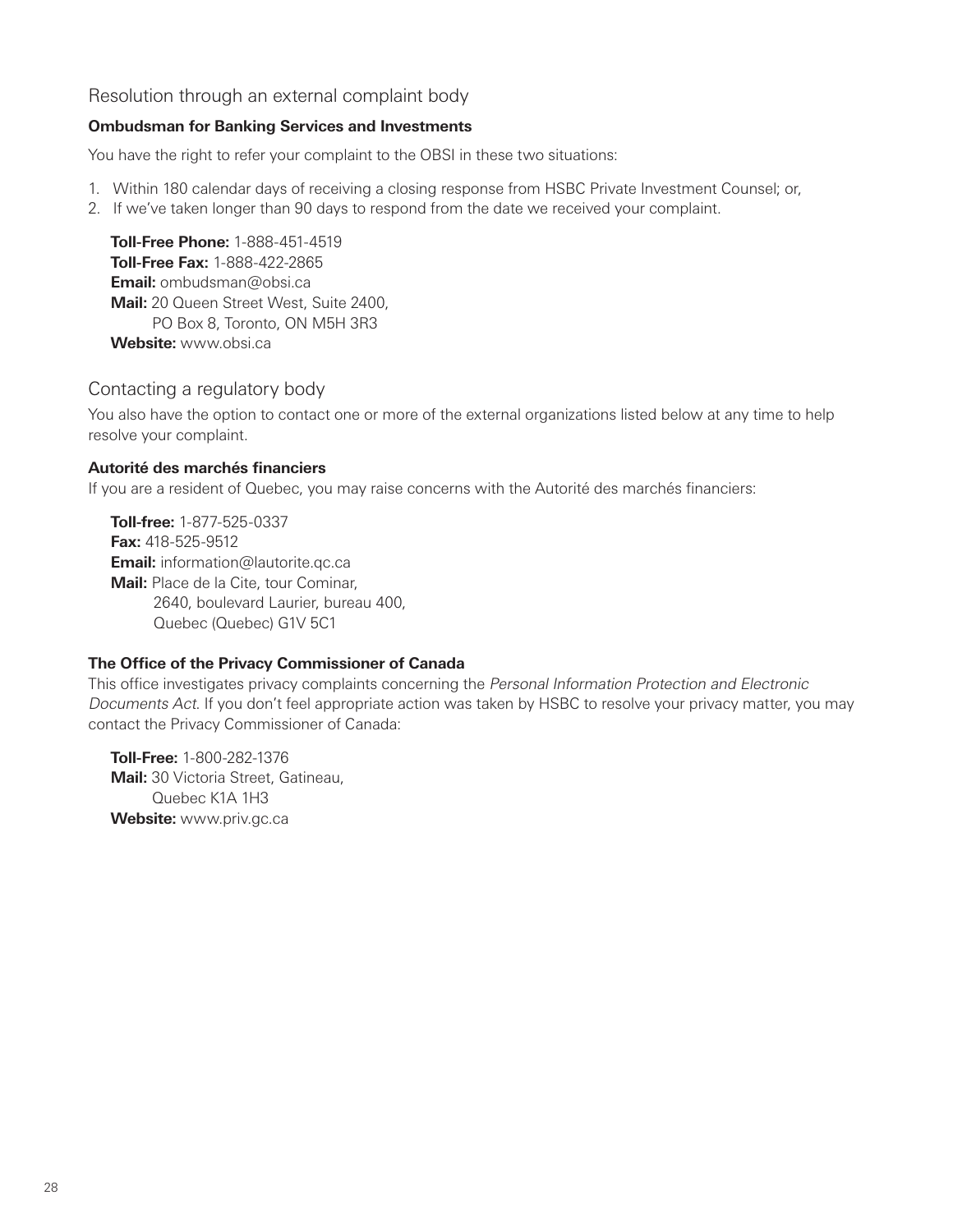## Resolution through an external complaint body

**Ombudsman for Banking Services and Investments**

You have the right to refer your complaint to the OBSI in these two situations:

1. Within 180 calendar days of receiving a closing response from HSBC Private Investment Counsel; or,
2. If we've taken longer than 90 days to respond from the date we received your complaint.

**Toll-Free Phone:** 1-888-451-4519
**Toll-Free Fax:** 1-888-422-2865
**Email:** ombudsman@obsi.ca
**Mail:** 20 Queen Street West, Suite 2400,
PO Box 8, Toronto, ON M5H 3R3
**Website:** www.obsi.ca

## Contacting a regulatory body

You also have the option to contact one or more of the external organizations listed below at any time to help resolve your complaint.

**Autorité des marchés financiers**
If you are a resident of Quebec, you may raise concerns with the Autorité des marchés financiers:

**Toll-free:** 1-877-525-0337
**Fax:** 418-525-9512
**Email:** information@lautorite.qc.ca
**Mail:** Place de la Cite, tour Cominar,
2640, boulevard Laurier, bureau 400,
Quebec (Quebec) G1V 5C1

**The Office of the Privacy Commissioner of Canada**
This office investigates privacy complaints concerning the *Personal Information Protection and Electronic Documents Act*. If you don't feel appropriate action was taken by HSBC to resolve your privacy matter, you may contact the Privacy Commissioner of Canada:

**Toll-Free:** 1-800-282-1376
**Mail:** 30 Victoria Street, Gatineau,
Quebec K1A 1H3
**Website:** www.priv.gc.ca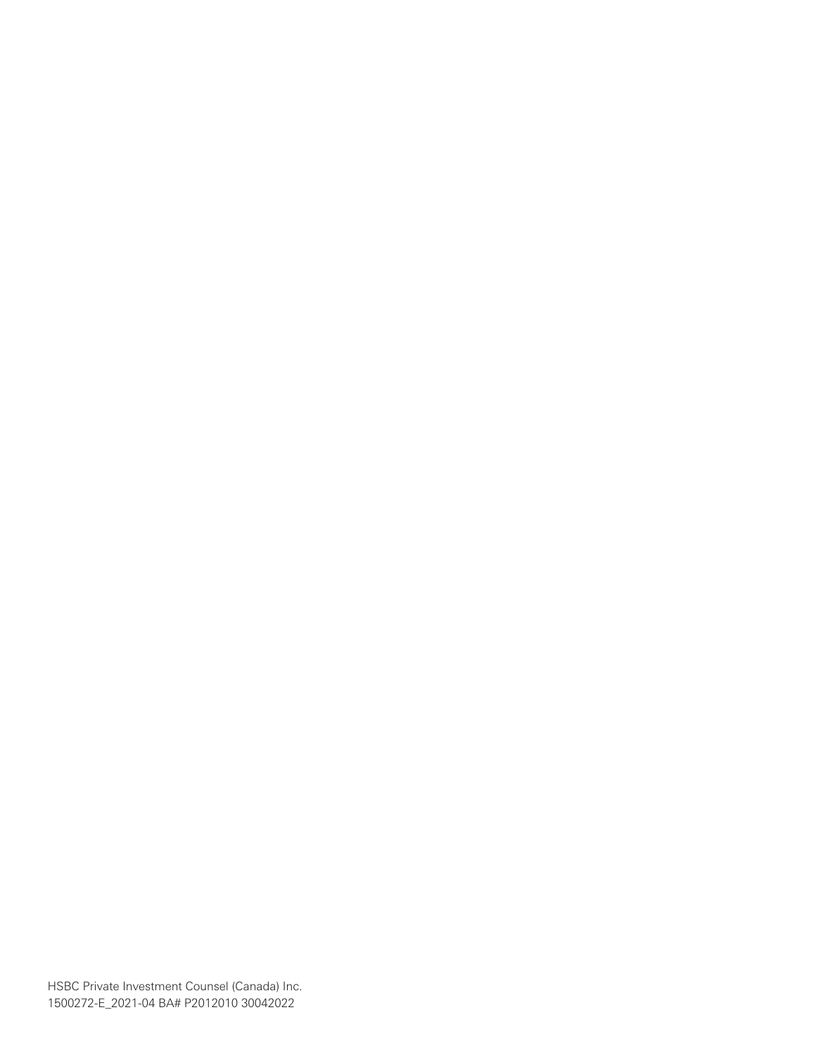HSBC Private Investment Counsel (Canada) Inc.
1500272-E_2021-04 BA# P2012010 30042022